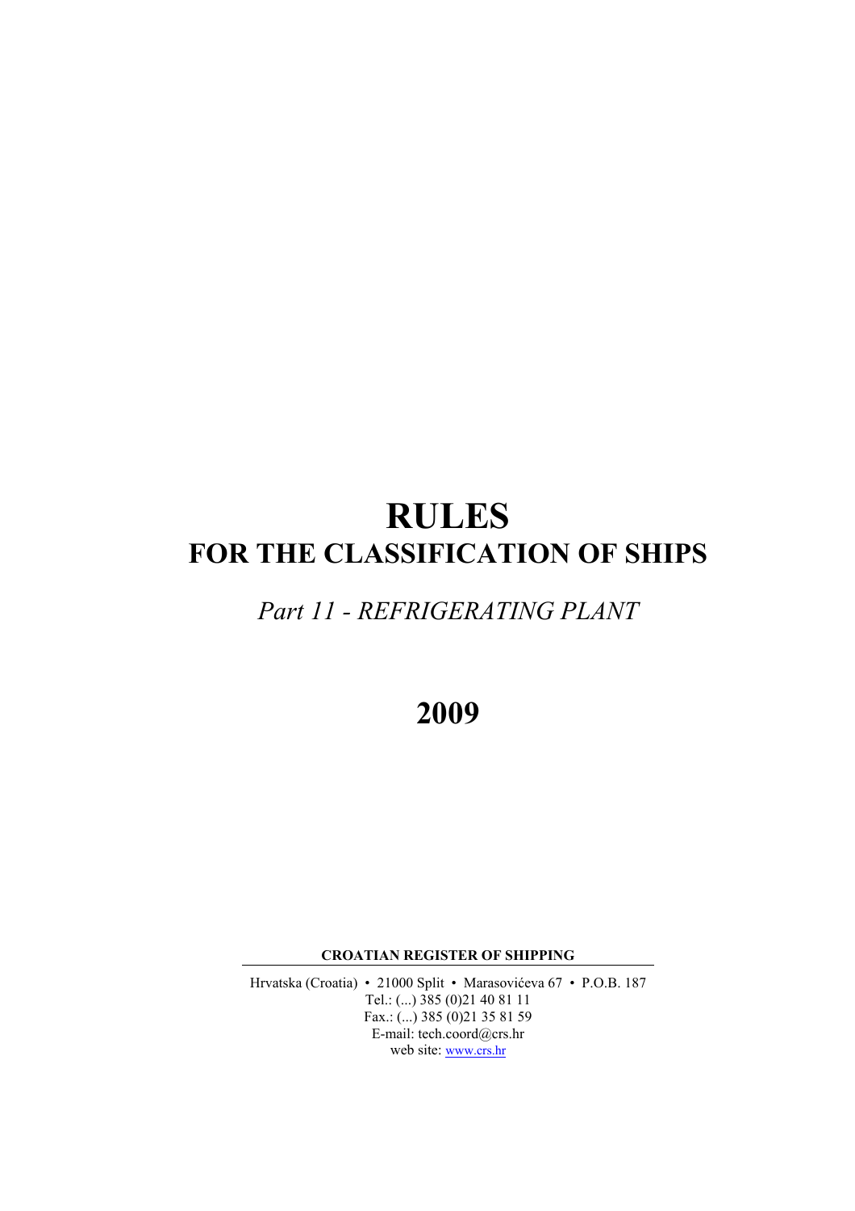# RULES
# FOR THE CLASSIFICATION OF SHIPS

## *Part 11 - REFRIGERATING PLANT*

# 2009

**CROATIAN REGISTER OF SHIPPING**

Hrvatska (Croatia) • 21000 Split • Marasovićeva 67 • P.O.B. 187
Tel.: (...) 385 (0)21 40 81 11
Fax.: (...) 385 (0)21 35 81 59
E-mail: tech.coord@crs.hr
web site: www.crs.hr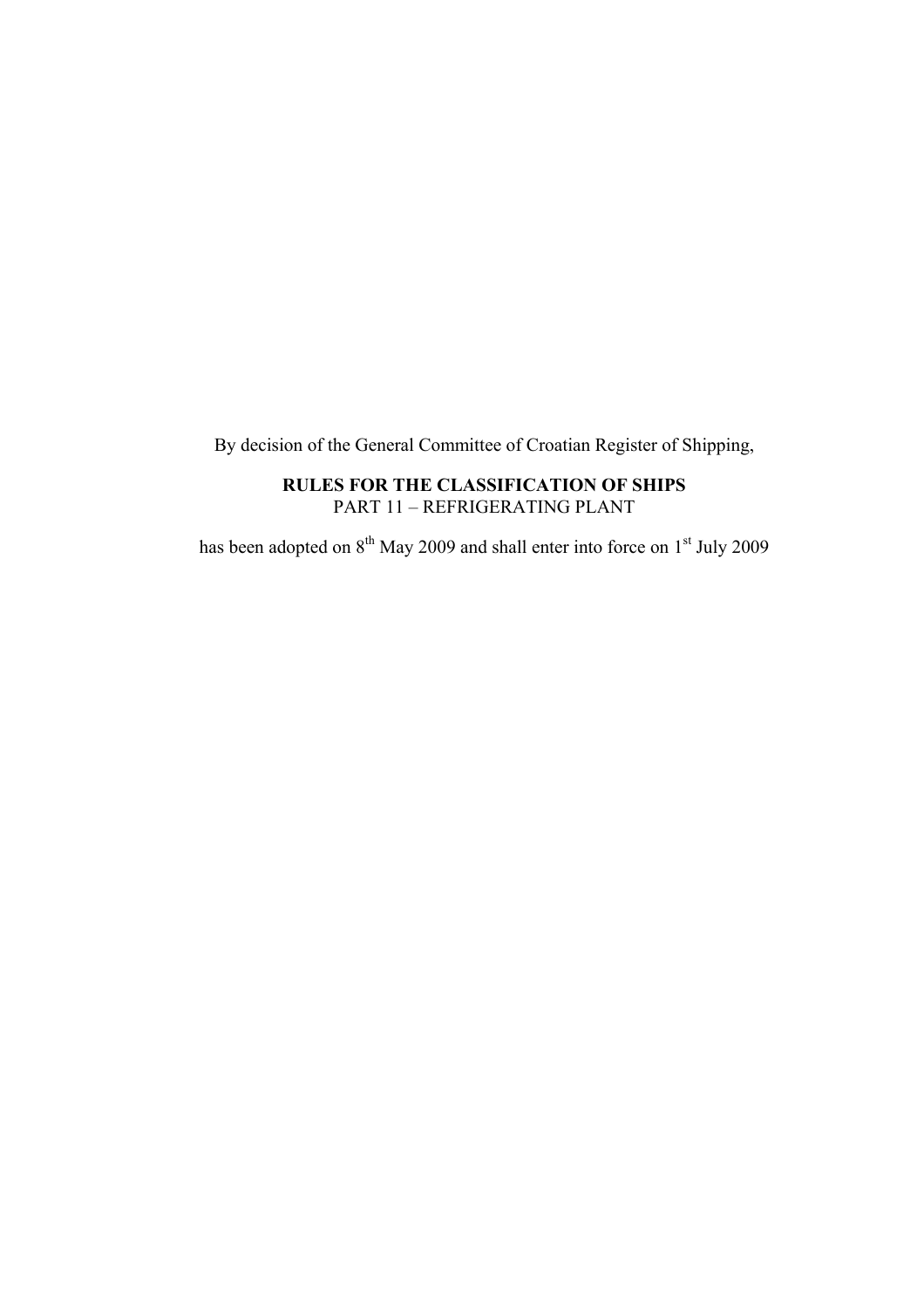By decision of the General Committee of Croatian Register of Shipping,

**RULES FOR THE CLASSIFICATION OF SHIPS**
PART 11 – REFRIGERATING PLANT

has been adopted on 8th May 2009 and shall enter into force on 1st July 2009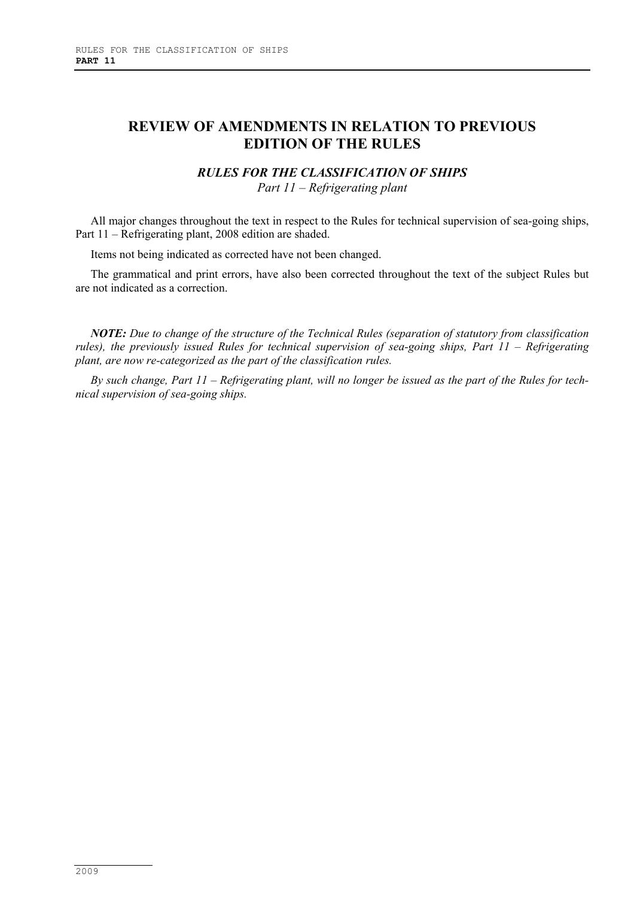# REVIEW OF AMENDMENTS IN RELATION TO PREVIOUS EDITION OF THE RULES

***RULES FOR THE CLASSIFICATION OF SHIPS***

*Part 11 – Refrigerating plant*

All major changes throughout the text in respect to the Rules for technical supervision of sea-going ships, Part 11 – Refrigerating plant, 2008 edition are shaded.

Items not being indicated as corrected have not been changed.

The grammatical and print errors, have also been corrected throughout the text of the subject Rules but are not indicated as a correction.

***NOTE:*** *Due to change of the structure of the Technical Rules (separation of statutory from classification rules), the previously issued Rules for technical supervision of sea-going ships, Part 11 – Refrigerating plant, are now re-categorized as the part of the classification rules.*

*By such change, Part 11 – Refrigerating plant, will no longer be issued as the part of the Rules for technical supervision of sea-going ships.*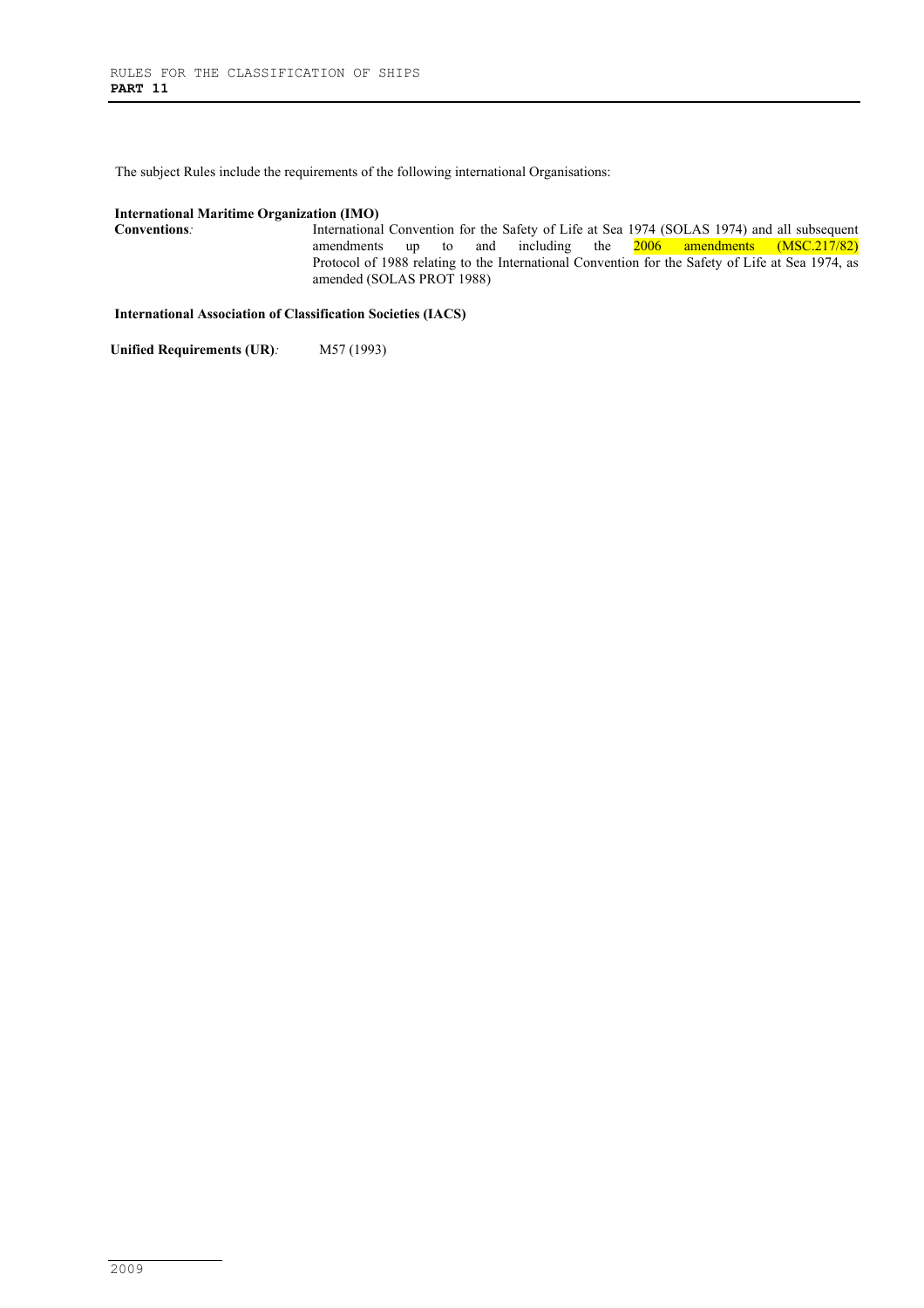The subject Rules include the requirements of the following international Organisations:

**International Maritime Organization (IMO)**

**Conventions***:* International Convention for the Safety of Life at Sea 1974 (SOLAS 1974) and all subsequent amendments up to and including the 2006 amendments (MSC.217/82)
Protocol of 1988 relating to the International Convention for the Safety of Life at Sea 1974, as amended (SOLAS PROT 1988)

**International Association of Classification Societies (IACS)**

**Unified Requirements (UR)***:* M57 (1993)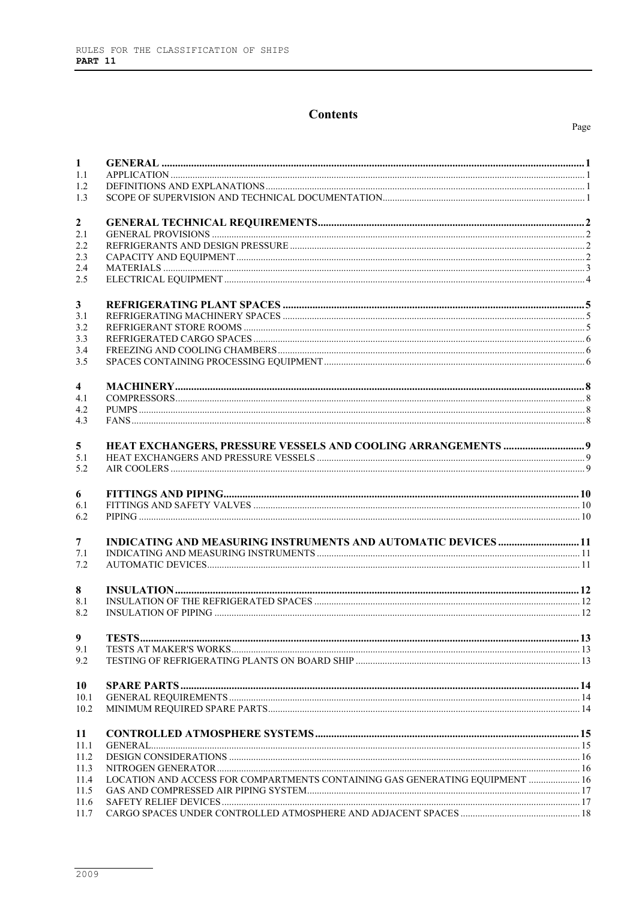# Contents

Page

| | | |
|---|---|---|
| **1** | **GENERAL** | **1** |
| 1.1 | APPLICATION | 1 |
| 1.2 | DEFINITIONS AND EXPLANATIONS | 1 |
| 1.3 | SCOPE OF SUPERVISION AND TECHNICAL DOCUMENTATION | 1 |
| **2** | **GENERAL TECHNICAL REQUIREMENTS** | **2** |
| 2.1 | GENERAL PROVISIONS | 2 |
| 2.2 | REFRIGERANTS AND DESIGN PRESSURE | 2 |
| 2.3 | CAPACITY AND EQUIPMENT | 2 |
| 2.4 | MATERIALS | 3 |
| 2.5 | ELECTRICAL EQUIPMENT | 4 |
| **3** | **REFRIGERATING PLANT SPACES** | **5** |
| 3.1 | REFRIGERATING MACHINERY SPACES | 5 |
| 3.2 | REFRIGERANT STORE ROOMS | 5 |
| 3.3 | REFRIGERATED CARGO SPACES | 6 |
| 3.4 | FREEZING AND COOLING CHAMBERS | 6 |
| 3.5 | SPACES CONTAINING PROCESSING EQUIPMENT | 6 |
| **4** | **MACHINERY** | **8** |
| 4.1 | COMPRESSORS | 8 |
| 4.2 | PUMPS | 8 |
| 4.3 | FANS | 8 |
| **5** | **HEAT EXCHANGERS, PRESSURE VESSELS AND COOLING ARRANGEMENTS** | **9** |
| 5.1 | HEAT EXCHANGERS AND PRESSURE VESSELS | 9 |
| 5.2 | AIR COOLERS | 9 |
| **6** | **FITTINGS AND PIPING** | **10** |
| 6.1 | FITTINGS AND SAFETY VALVES | 10 |
| 6.2 | PIPING | 10 |
| **7** | **INDICATING AND MEASURING INSTRUMENTS AND AUTOMATIC DEVICES** | **11** |
| 7.1 | INDICATING AND MEASURING INSTRUMENTS | 11 |
| 7.2 | AUTOMATIC DEVICES | 11 |
| **8** | **INSULATION** | **12** |
| 8.1 | INSULATION OF THE REFRIGERATED SPACES | 12 |
| 8.2 | INSULATION OF PIPING | 12 |
| **9** | **TESTS** | **13** |
| 9.1 | TESTS AT MAKER'S WORKS | 13 |
| 9.2 | TESTING OF REFRIGERATING PLANTS ON BOARD SHIP | 13 |
| **10** | **SPARE PARTS** | **14** |
| 10.1 | GENERAL REQUIREMENTS | 14 |
| 10.2 | MINIMUM REQUIRED SPARE PARTS | 14 |
| **11** | **CONTROLLED ATMOSPHERE SYSTEMS** | **15** |
| 11.1 | GENERAL | 15 |
| 11.2 | DESIGN CONSIDERATIONS | 16 |
| 11.3 | NITROGEN GENERATOR | 16 |
| 11.4 | LOCATION AND ACCESS FOR COMPARTMENTS CONTAINING GAS GENERATING EQUIPMENT | 16 |
| 11.5 | GAS AND COMPRESSED AIR PIPING SYSTEM | 17 |
| 11.6 | SAFETY RELIEF DEVICES | 17 |
| 11.7 | CARGO SPACES UNDER CONTROLLED ATMOSPHERE AND ADJACENT SPACES | 18 |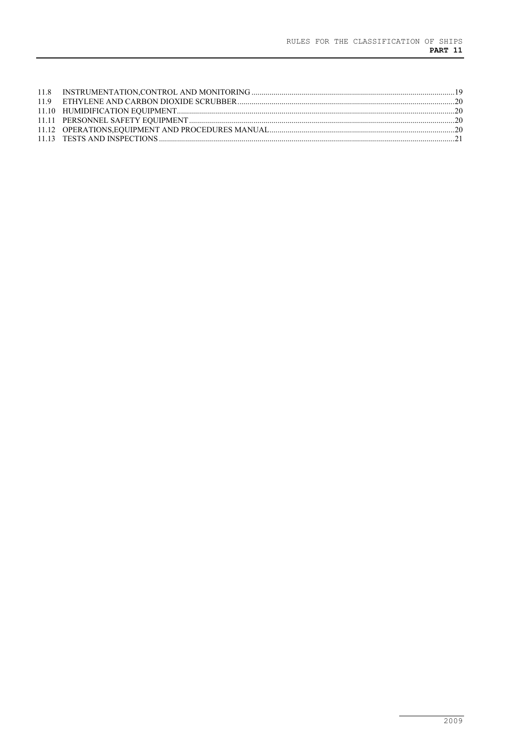11.8 INSTRUMENTATION,CONTROL AND MONITORING ....................................................19
11.9 ETHYLENE AND CARBON DIOXIDE SCRUBBER....................................................20
11.10 HUMIDIFICATION EQUIPMENT....................................................20
11.11 PERSONNEL SAFETY EQUIPMENT....................................................20
11.12 OPERATIONS,EQUIPMENT AND PROCEDURES MANUAL....................................................20
11.13 TESTS AND INSPECTIONS....................................................21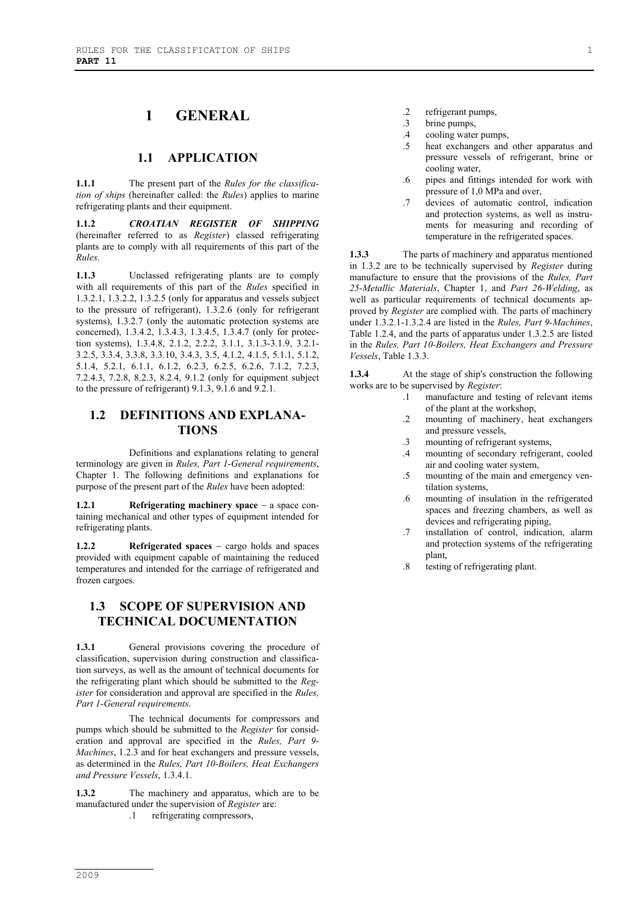# 1 GENERAL

## 1.1 APPLICATION

**1.1.1** The present part of the *Rules for the classification of ships* (hereinafter called: the *Rules*) applies to marine refrigerating plants and their equipment.

**1.1.2** ***CROATIAN REGISTER OF SHIPPING*** (hereinafter referred to as *Register*) classed refrigerating plants are to comply with all requirements of this part of the *Rules*.

**1.1.3** Unclassed refrigerating plants are to comply with all requirements of this part of the *Rules* specified in 1.3.2.1, 1.3.2.2, 1.3.2.5 (only for apparatus and vessels subject to the pressure of refrigerant), 1.3.2.6 (only for refrigerant systems), 1.3.2.7 (only the automatic protection systems are concerned), 1.3.4.2, 1.3.4.3, 1.3.4.5, 1.3.4.7 (only for protection systems), 1.3.4.8, 2.1.2, 2.2.2, 3.1.1, 3.1.3-3.1.9, 3.2.1-3.2.5, 3.3.4, 3.3.8, 3.3.10, 3.4.3, 3.5, 4.1.2, 4.1.5, 5.1.1, 5.1.2, 5.1.4, 5.2.1, 6.1.1, 6.1.2, 6.2.3, 6.2.5, 6.2.6, 7.1.2, 7.2.3, 7.2.4.3, 7.2.8, 8.2.3, 8.2.4, 9.1.2 (only for equipment subject to the pressure of refrigerant) 9.1.3, 9.1.6 and 9.2.1.

## 1.2 DEFINITIONS AND EXPLANATIONS

Definitions and explanations relating to general terminology are given in *Rules, Part 1-General requirements*, Chapter 1. The following definitions and explanations for purpose of the present part of the *Rules* have been adopted:

**1.2.1** **Refrigerating machinery space** – a space containing mechanical and other types of equipment intended for refrigerating plants.

**1.2.2** **Refrigerated spaces** – cargo holds and spaces provided with equipment capable of maintaining the reduced temperatures and intended for the carriage of refrigerated and frozen cargoes.

## 1.3 SCOPE OF SUPERVISION AND TECHNICAL DOCUMENTATION

**1.3.1** General provisions covering the procedure of classification, supervision during construction and classification surveys, as well as the amount of technical documents for the refrigerating plant which should be submitted to the *Register* for consideration and approval are specified in the *Rules, Part 1-General requirements*.

The technical documents for compressors and pumps which should be submitted to the *Register* for consideration and approval are specified in the *Rules, Part 9-Machines*, 1.2.3 and for heat exchangers and pressure vessels, as determined in the *Rules, Part 10-Boilers, Heat Exchangers and Pressure Vessels*, 1.3.4.1.

**1.3.2** The machinery and apparatus, which are to be manufactured under the supervision of *Register* are:

- .1 refrigerating compressors,
- .2 refrigerant pumps,
- .3 brine pumps,
- .4 cooling water pumps,
- .5 heat exchangers and other apparatus and pressure vessels of refrigerant, brine or cooling water,
- .6 pipes and fittings intended for work with pressure of 1,0 MPa and over,
- .7 devices of automatic control, indication and protection systems, as well as instruments for measuring and recording of temperature in the refrigerated spaces.

**1.3.3** The parts of machinery and apparatus mentioned in 1.3.2 are to be technically supervised by *Register* during manufacture to ensure that the provisions of the *Rules, Part 25-Metallic Materials*, Chapter 1, and *Part 26-Welding*, as well as particular requirements of technical documents approved by *Register* are complied with. The parts of machinery under 1.3.2.1-1.3.2.4 are listed in the *Rules, Part 9-Machines*, Table 1.2.4, and the parts of apparatus under 1.3.2.5 are listed in the *Rules, Part 10-Boilers, Heat Exchangers and Pressure Vessels*, Table 1.3.3.

**1.3.4** At the stage of ship's construction the following works are to be supervised by *Register*:

- .1 manufacture and testing of relevant items of the plant at the workshop,
- .2 mounting of machinery, heat exchangers and pressure vessels,
- .3 mounting of refrigerant systems,
- .4 mounting of secondary refrigerant, cooled air and cooling water system,
- .5 mounting of the main and emergency ventilation systems,
- .6 mounting of insulation in the refrigerated spaces and freezing chambers, as well as devices and refrigerating piping,
- .7 installation of control, indication, alarm and protection systems of the refrigerating plant,
- .8 testing of refrigerating plant.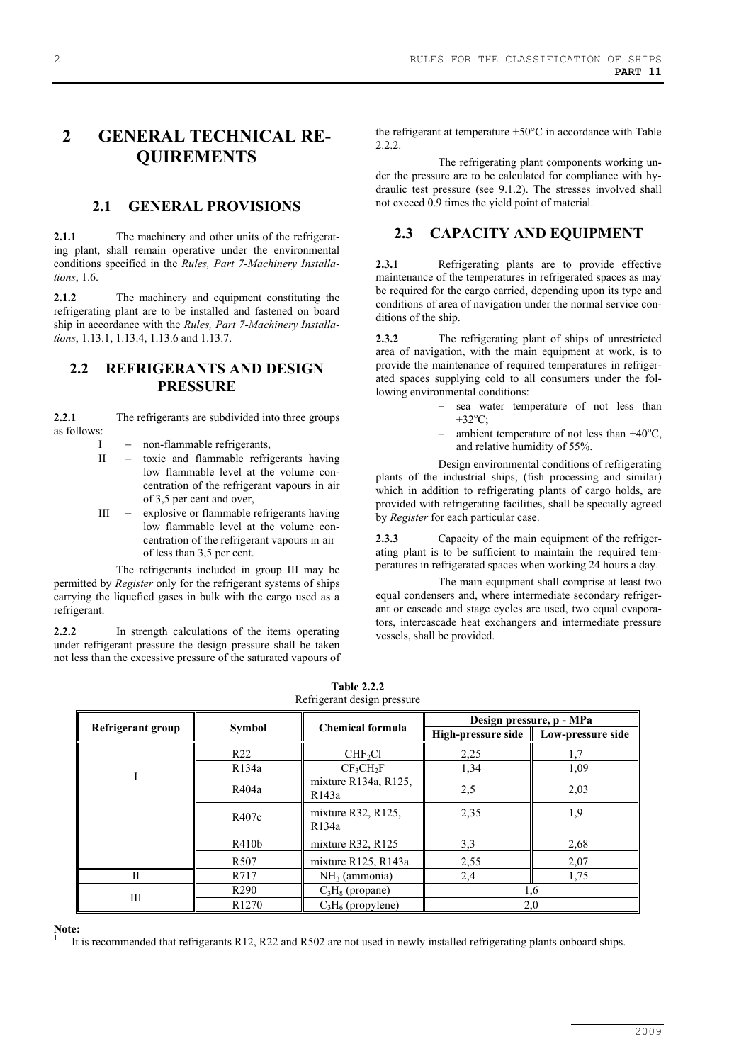# 2 GENERAL TECHNICAL REQUIREMENTS

## 2.1 GENERAL PROVISIONS

**2.1.1** The machinery and other units of the refrigerating plant, shall remain operative under the environmental conditions specified in the *Rules, Part 7-Machinery Installations*, 1.6.

**2.1.2** The machinery and equipment constituting the refrigerating plant are to be installed and fastened on board ship in accordance with the *Rules, Part 7-Machinery Installations*, 1.13.1, 1.13.4, 1.13.6 and 1.13.7.

## 2.2 REFRIGERANTS AND DESIGN PRESSURE

**2.2.1** The refrigerants are subdivided into three groups as follows:

- I – non-flammable refrigerants,
- II – toxic and flammable refrigerants having low flammable level at the volume concentration of the refrigerant vapours in air of 3,5 per cent and over,
- III – explosive or flammable refrigerants having low flammable level at the volume concentration of the refrigerant vapours in air of less than 3,5 per cent.

The refrigerants included in group III may be permitted by *Register* only for the refrigerant systems of ships carrying the liquefied gases in bulk with the cargo used as a refrigerant.

**2.2.2** In strength calculations of the items operating under refrigerant pressure the design pressure shall be taken not less than the excessive pressure of the saturated vapours of the refrigerant at temperature +50°C in accordance with Table 2.2.2.

The refrigerating plant components working under the pressure are to be calculated for compliance with hydraulic test pressure (see 9.1.2). The stresses involved shall not exceed 0.9 times the yield point of material.

## 2.3 CAPACITY AND EQUIPMENT

**2.3.1** Refrigerating plants are to provide effective maintenance of the temperatures in refrigerated spaces as may be required for the cargo carried, depending upon its type and conditions of area of navigation under the normal service conditions of the ship.

**2.3.2** The refrigerating plant of ships of unrestricted area of navigation, with the main equipment at work, is to provide the maintenance of required temperatures in refrigerated spaces supplying cold to all consumers under the following environmental conditions:

- sea water temperature of not less than +32°C;
- ambient temperature of not less than +40°C, and relative humidity of 55%.

Design environmental conditions of refrigerating plants of the industrial ships, (fish processing and similar) which in addition to refrigerating plants of cargo holds, are provided with refrigerating facilities, shall be specially agreed by *Register* for each particular case.

**2.3.3** Capacity of the main equipment of the refrigerating plant is to be sufficient to maintain the required temperatures in refrigerated spaces when working 24 hours a day.

The main equipment shall comprise at least two equal condensers and, where intermediate secondary refrigerant or cascade and stage cycles are used, two equal evaporators, intercascade heat exchangers and intermediate pressure vessels, shall be provided.

**Table 2.2.2**
Refrigerant design pressure

| Refrigerant group | Symbol | Chemical formula | Design pressure, p - MPa | |
|---|---|---|---|---|
| | | | High-pressure side | Low-pressure side |
| I | R22 | $CHF_2Cl$ | 2,25 | 1,7 |
| | R134a | $CF_3CH_2F$ | 1,34 | 1,09 |
| | R404a | mixture R134a, R125, R143a | 2,5 | 2,03 |
| | R407c | mixture R32, R125, R134a | 2,35 | 1,9 |
| | R410b | mixture R32, R125 | 3,3 | 2,68 |
| | R507 | mixture R125, R143a | 2,55 | 2,07 |
| II | R717 | $NH_3$ (ammonia) | 2,4 | 1,75 |
| III | R290 | $C_3H_8$ (propane) | 1,6 | |
| | R1270 | $C_3H_6$ (propylene) | 2,0 | |

**Note:**
1. It is recommended that refrigerants R12, R22 and R502 are not used in newly installed refrigerating plants onboard ships.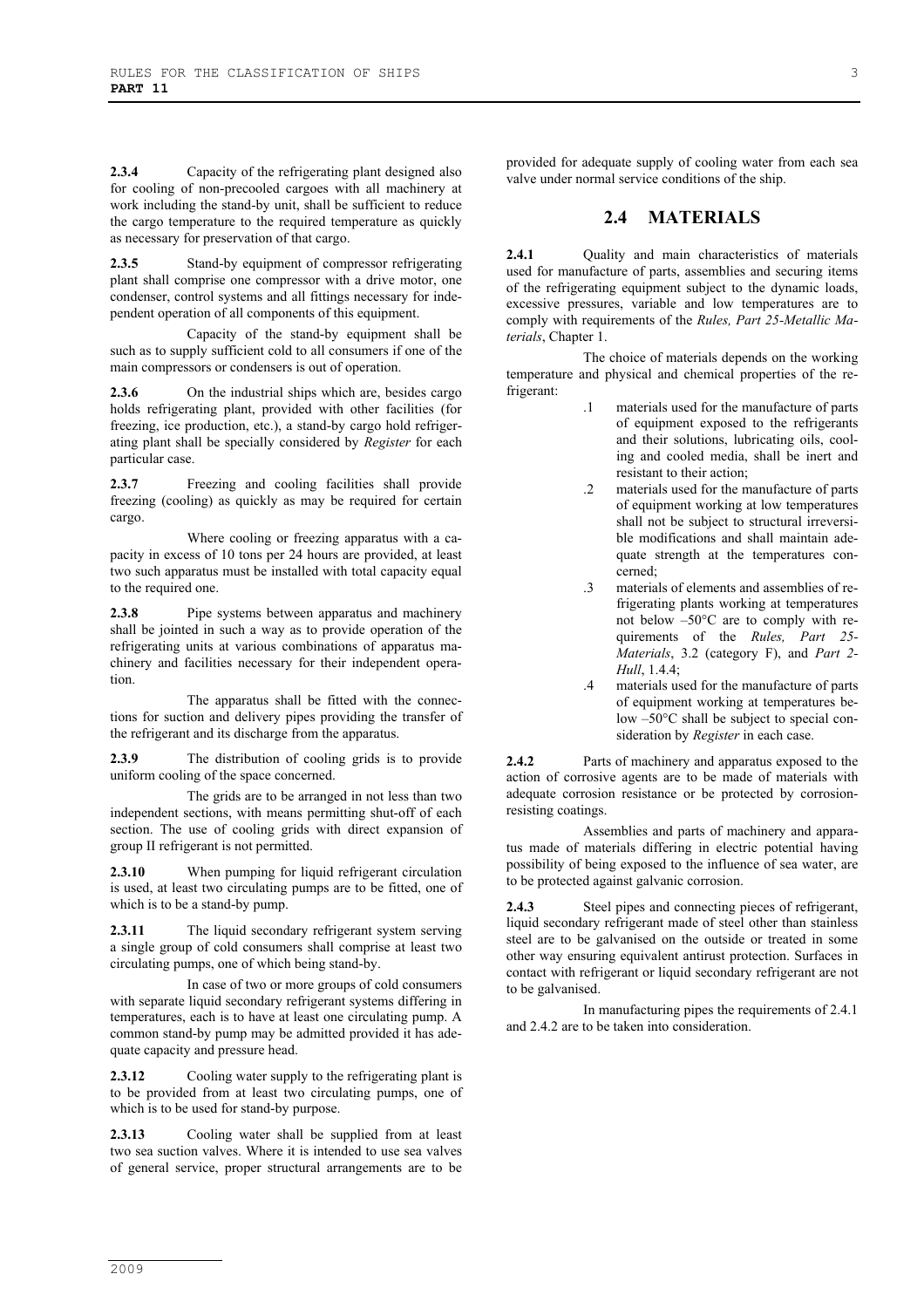**2.3.4** Capacity of the refrigerating plant designed also for cooling of non-precooled cargoes with all machinery at work including the stand-by unit, shall be sufficient to reduce the cargo temperature to the required temperature as quickly as necessary for preservation of that cargo.

**2.3.5** Stand-by equipment of compressor refrigerating plant shall comprise one compressor with a drive motor, one condenser, control systems and all fittings necessary for independent operation of all components of this equipment.

Capacity of the stand-by equipment shall be such as to supply sufficient cold to all consumers if one of the main compressors or condensers is out of operation.

**2.3.6** On the industrial ships which are, besides cargo holds refrigerating plant, provided with other facilities (for freezing, ice production, etc.), a stand-by cargo hold refrigerating plant shall be specially considered by *Register* for each particular case.

**2.3.7** Freezing and cooling facilities shall provide freezing (cooling) as quickly as may be required for certain cargo.

Where cooling or freezing apparatus with a capacity in excess of 10 tons per 24 hours are provided, at least two such apparatus must be installed with total capacity equal to the required one.

**2.3.8** Pipe systems between apparatus and machinery shall be jointed in such a way as to provide operation of the refrigerating units at various combinations of apparatus machinery and facilities necessary for their independent operation.

The apparatus shall be fitted with the connections for suction and delivery pipes providing the transfer of the refrigerant and its discharge from the apparatus.

**2.3.9** The distribution of cooling grids is to provide uniform cooling of the space concerned.

The grids are to be arranged in not less than two independent sections, with means permitting shut-off of each section. The use of cooling grids with direct expansion of group II refrigerant is not permitted.

**2.3.10** When pumping for liquid refrigerant circulation is used, at least two circulating pumps are to be fitted, one of which is to be a stand-by pump.

**2.3.11** The liquid secondary refrigerant system serving a single group of cold consumers shall comprise at least two circulating pumps, one of which being stand-by.

In case of two or more groups of cold consumers with separate liquid secondary refrigerant systems differing in temperatures, each is to have at least one circulating pump. A common stand-by pump may be admitted provided it has adequate capacity and pressure head.

**2.3.12** Cooling water supply to the refrigerating plant is to be provided from at least two circulating pumps, one of which is to be used for stand-by purpose.

**2.3.13** Cooling water shall be supplied from at least two sea suction valves. Where it is intended to use sea valves of general service, proper structural arrangements are to be provided for adequate supply of cooling water from each sea valve under normal service conditions of the ship.

## 2.4 MATERIALS

**2.4.1** Quality and main characteristics of materials used for manufacture of parts, assemblies and securing items of the refrigerating equipment subject to the dynamic loads, excessive pressures, variable and low temperatures are to comply with requirements of the *Rules, Part 25-Metallic Materials*, Chapter 1.

The choice of materials depends on the working temperature and physical and chemical properties of the refrigerant:

.1 materials used for the manufacture of parts of equipment exposed to the refrigerants and their solutions, lubricating oils, cooling and cooled media, shall be inert and resistant to their action;

.2 materials used for the manufacture of parts of equipment working at low temperatures shall not be subject to structural irreversible modifications and shall maintain adequate strength at the temperatures concerned;

.3 materials of elements and assemblies of refrigerating plants working at temperatures not below –50°C are to comply with requirements of the *Rules, Part 25-Materials*, 3.2 (category F), and *Part 2-Hull*, 1.4.4;

.4 materials used for the manufacture of parts of equipment working at temperatures below –50°C shall be subject to special consideration by *Register* in each case.

**2.4.2** Parts of machinery and apparatus exposed to the action of corrosive agents are to be made of materials with adequate corrosion resistance or be protected by corrosion-resisting coatings.

Assemblies and parts of machinery and apparatus made of materials differing in electric potential having possibility of being exposed to the influence of sea water, are to be protected against galvanic corrosion.

**2.4.3** Steel pipes and connecting pieces of refrigerant, liquid secondary refrigerant made of steel other than stainless steel are to be galvanised on the outside or treated in some other way ensuring equivalent antirust protection. Surfaces in contact with refrigerant or liquid secondary refrigerant are not to be galvanised.

In manufacturing pipes the requirements of 2.4.1 and 2.4.2 are to be taken into consideration.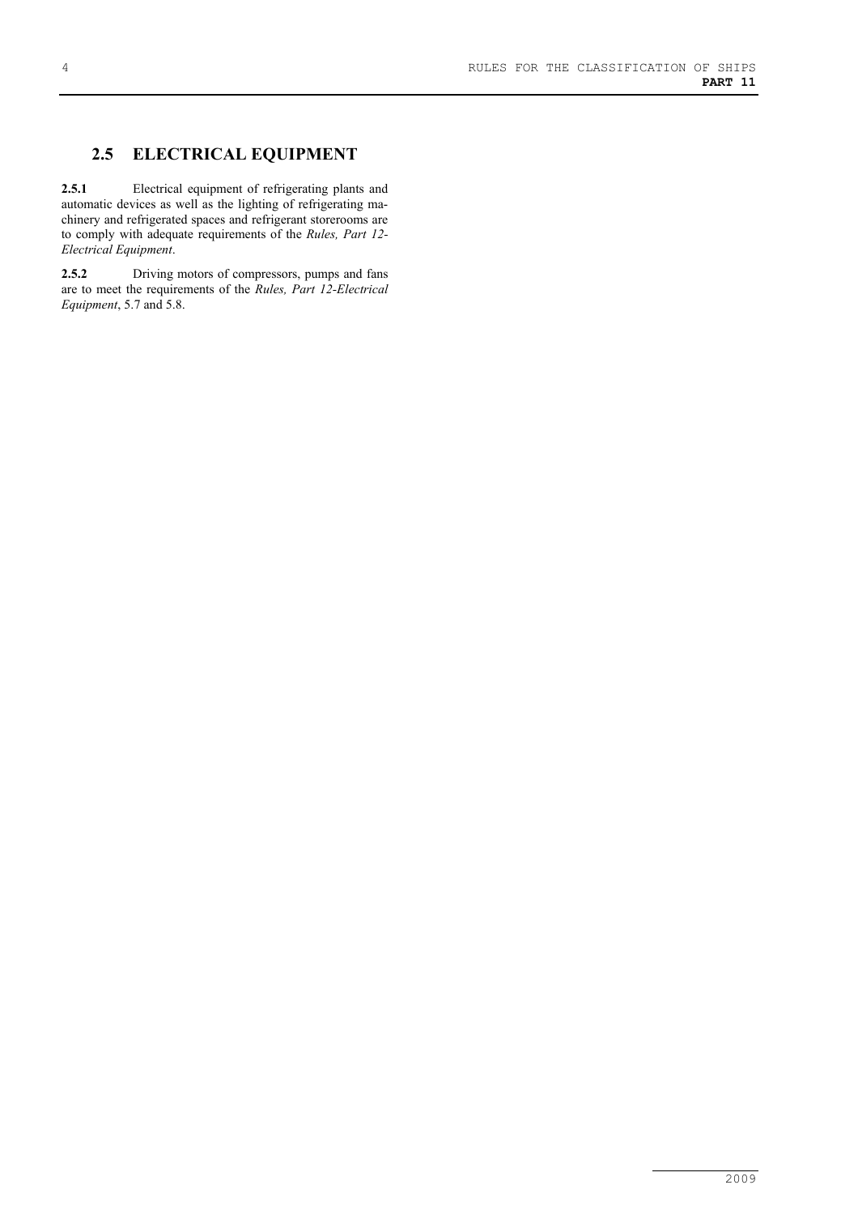## 2.5 ELECTRICAL EQUIPMENT

**2.5.1** Electrical equipment of refrigerating plants and automatic devices as well as the lighting of refrigerating machinery and refrigerated spaces and refrigerant storerooms are to comply with adequate requirements of the *Rules, Part 12-Electrical Equipment*.

**2.5.2** Driving motors of compressors, pumps and fans are to meet the requirements of the *Rules, Part 12-Electrical Equipment*, 5.7 and 5.8.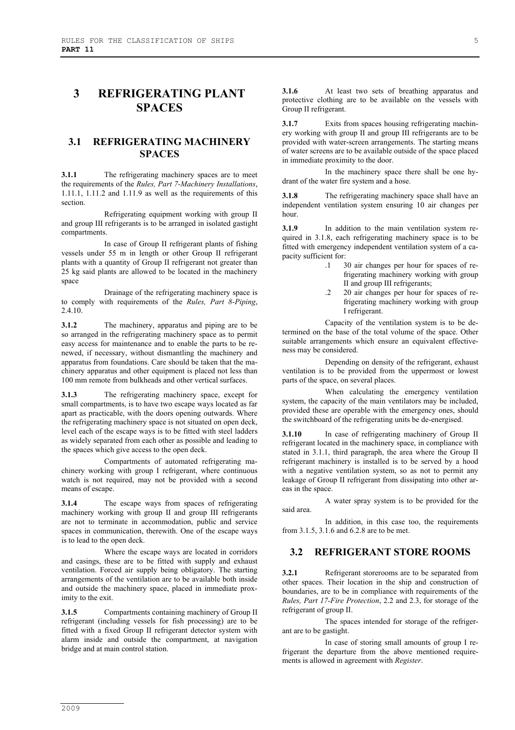# 3 REFRIGERATING PLANT SPACES

## 3.1 REFRIGERATING MACHINERY SPACES

**3.1.1** The refrigerating machinery spaces are to meet the requirements of the *Rules, Part 7-Machinery Installations*, 1.11.1, 1.11.2 and 1.11.9 as well as the requirements of this section.

Refrigerating equipment working with group II and group III refrigerants is to be arranged in isolated gastight compartments.

In case of Group II refrigerant plants of fishing vessels under 55 m in length or other Group II refrigerant plants with a quantity of Group II refrigerant not greater than 25 kg said plants are allowed to be located in the machinery space

Drainage of the refrigerating machinery space is to comply with requirements of the *Rules, Part 8-Piping*, 2.4.10.

**3.1.2** The machinery, apparatus and piping are to be so arranged in the refrigerating machinery space as to permit easy access for maintenance and to enable the parts to be renewed, if necessary, without dismantling the machinery and apparatus from foundations. Care should be taken that the machinery apparatus and other equipment is placed not less than 100 mm remote from bulkheads and other vertical surfaces.

**3.1.3** The refrigerating machinery space, except for small compartments, is to have two escape ways located as far apart as practicable, with the doors opening outwards. Where the refrigerating machinery space is not situated on open deck, level each of the escape ways is to be fitted with steel ladders as widely separated from each other as possible and leading to the spaces which give access to the open deck.

Compartments of automated refrigerating machinery working with group I refrigerant, where continuous watch is not required, may not be provided with a second means of escape.

**3.1.4** The escape ways from spaces of refrigerating machinery working with group II and group III refrigerants are not to terminate in accommodation, public and service spaces in communication, therewith. One of the escape ways is to lead to the open deck.

Where the escape ways are located in corridors and casings, these are to be fitted with supply and exhaust ventilation. Forced air supply being obligatory. The starting arrangements of the ventilation are to be available both inside and outside the machinery space, placed in immediate proximity to the exit.

**3.1.5** Compartments containing machinery of Group II refrigerant (including vessels for fish processing) are to be fitted with a fixed Group II refrigerant detector system with alarm inside and outside the compartment, at navigation bridge and at main control station.

**3.1.6** At least two sets of breathing apparatus and protective clothing are to be available on the vessels with Group II refrigerant.

**3.1.7** Exits from spaces housing refrigerating machinery working with group II and group III refrigerants are to be provided with water-screen arrangements. The starting means of water screens are to be available outside of the space placed in immediate proximity to the door.

In the machinery space there shall be one hydrant of the water fire system and a hose.

**3.1.8** The refrigerating machinery space shall have an independent ventilation system ensuring 10 air changes per hour.

**3.1.9** In addition to the main ventilation system required in 3.1.8, each refrigerating machinery space is to be fitted with emergency independent ventilation system of a capacity sufficient for:

.1 30 air changes per hour for spaces of refrigerating machinery working with group II and group III refrigerants;

.2 20 air changes per hour for spaces of refrigerating machinery working with group I refrigerant.

Capacity of the ventilation system is to be determined on the base of the total volume of the space. Other suitable arrangements which ensure an equivalent effectiveness may be considered.

Depending on density of the refrigerant, exhaust ventilation is to be provided from the uppermost or lowest parts of the space, on several places.

When calculating the emergency ventilation system, the capacity of the main ventilators may be included, provided these are operable with the emergency ones, should the switchboard of the refrigerating units be de-energised.

**3.1.10** In case of refrigerating machinery of Group II refrigerant located in the machinery space, in compliance with stated in 3.1.1, third paragraph, the area where the Group II refrigerant machinery is installed is to be served by a hood with a negative ventilation system, so as not to permit any leakage of Group II refrigerant from dissipating into other areas in the space.

A water spray system is to be provided for the said area.

In addition, in this case too, the requirements from 3.1.5, 3.1.6 and 6.2.8 are to be met.

## 3.2 REFRIGERANT STORE ROOMS

**3.2.1** Refrigerant storerooms are to be separated from other spaces. Their location in the ship and construction of boundaries, are to be in compliance with requirements of the *Rules, Part 17-Fire Protection*, 2.2 and 2.3, for storage of the refrigerant of group II.

The spaces intended for storage of the refrigerant are to be gastight.

In case of storing small amounts of group I refrigerant the departure from the above mentioned requirements is allowed in agreement with *Register*.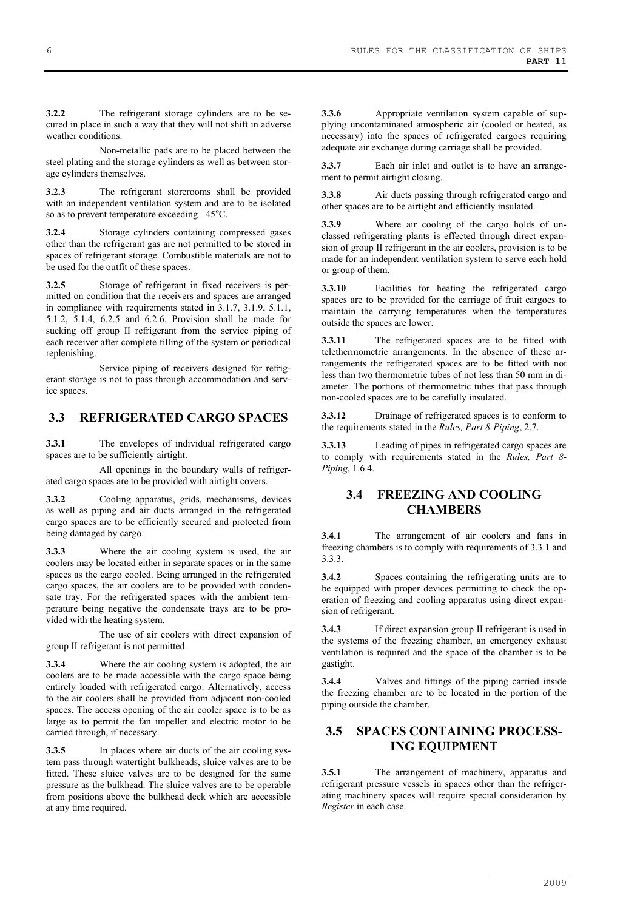**3.2.2** The refrigerant storage cylinders are to be secured in place in such a way that they will not shift in adverse weather conditions.

Non-metallic pads are to be placed between the steel plating and the storage cylinders as well as between storage cylinders themselves.

**3.2.3** The refrigerant storerooms shall be provided with an independent ventilation system and are to be isolated so as to prevent temperature exceeding +45°C.

**3.2.4** Storage cylinders containing compressed gases other than the refrigerant gas are not permitted to be stored in spaces of refrigerant storage. Combustible materials are not to be used for the outfit of these spaces.

**3.2.5** Storage of refrigerant in fixed receivers is permitted on condition that the receivers and spaces are arranged in compliance with requirements stated in 3.1.7, 3.1.9, 5.1.1, 5.1.2, 5.1.4, 6.2.5 and 6.2.6. Provision shall be made for sucking off group II refrigerant from the service piping of each receiver after complete filling of the system or periodical replenishing.

Service piping of receivers designed for refrigerant storage is not to pass through accommodation and service spaces.

## 3.3 REFRIGERATED CARGO SPACES

**3.3.1** The envelopes of individual refrigerated cargo spaces are to be sufficiently airtight.

All openings in the boundary walls of refrigerated cargo spaces are to be provided with airtight covers.

**3.3.2** Cooling apparatus, grids, mechanisms, devices as well as piping and air ducts arranged in the refrigerated cargo spaces are to be efficiently secured and protected from being damaged by cargo.

**3.3.3** Where the air cooling system is used, the air coolers may be located either in separate spaces or in the same spaces as the cargo cooled. Being arranged in the refrigerated cargo spaces, the air coolers are to be provided with condensate tray. For the refrigerated spaces with the ambient temperature being negative the condensate trays are to be provided with the heating system.

The use of air coolers with direct expansion of group II refrigerant is not permitted.

**3.3.4** Where the air cooling system is adopted, the air coolers are to be made accessible with the cargo space being entirely loaded with refrigerated cargo. Alternatively, access to the air coolers shall be provided from adjacent non-cooled spaces. The access opening of the air cooler space is to be as large as to permit the fan impeller and electric motor to be carried through, if necessary.

**3.3.5** In places where air ducts of the air cooling system pass through watertight bulkheads, sluice valves are to be fitted. These sluice valves are to be designed for the same pressure as the bulkhead. The sluice valves are to be operable from positions above the bulkhead deck which are accessible at any time required.

**3.3.6** Appropriate ventilation system capable of supplying uncontaminated atmospheric air (cooled or heated, as necessary) into the spaces of refrigerated cargoes requiring adequate air exchange during carriage shall be provided.

**3.3.7** Each air inlet and outlet is to have an arrangement to permit airtight closing.

**3.3.8** Air ducts passing through refrigerated cargo and other spaces are to be airtight and efficiently insulated.

**3.3.9** Where air cooling of the cargo holds of unclassed refrigerating plants is effected through direct expansion of group II refrigerant in the air coolers, provision is to be made for an independent ventilation system to serve each hold or group of them.

**3.3.10** Facilities for heating the refrigerated cargo spaces are to be provided for the carriage of fruit cargoes to maintain the carrying temperatures when the temperatures outside the spaces are lower.

**3.3.11** The refrigerated spaces are to be fitted with telethermometric arrangements. In the absence of these arrangements the refrigerated spaces are to be fitted with not less than two thermometric tubes of not less than 50 mm in diameter. The portions of thermometric tubes that pass through non-cooled spaces are to be carefully insulated.

**3.3.12** Drainage of refrigerated spaces is to conform to the requirements stated in the *Rules, Part 8-Piping*, 2.7.

**3.3.13** Leading of pipes in refrigerated cargo spaces are to comply with requirements stated in the *Rules, Part 8-Piping*, 1.6.4.

## 3.4 FREEZING AND COOLING CHAMBERS

**3.4.1** The arrangement of air coolers and fans in freezing chambers is to comply with requirements of 3.3.1 and 3.3.3.

**3.4.2** Spaces containing the refrigerating units are to be equipped with proper devices permitting to check the operation of freezing and cooling apparatus using direct expansion of refrigerant.

**3.4.3** If direct expansion group II refrigerant is used in the systems of the freezing chamber, an emergency exhaust ventilation is required and the space of the chamber is to be gastight.

**3.4.4** Valves and fittings of the piping carried inside the freezing chamber are to be located in the portion of the piping outside the chamber.

## 3.5 SPACES CONTAINING PROCESSING EQUIPMENT

**3.5.1** The arrangement of machinery, apparatus and refrigerant pressure vessels in spaces other than the refrigerating machinery spaces will require special consideration by *Register* in each case.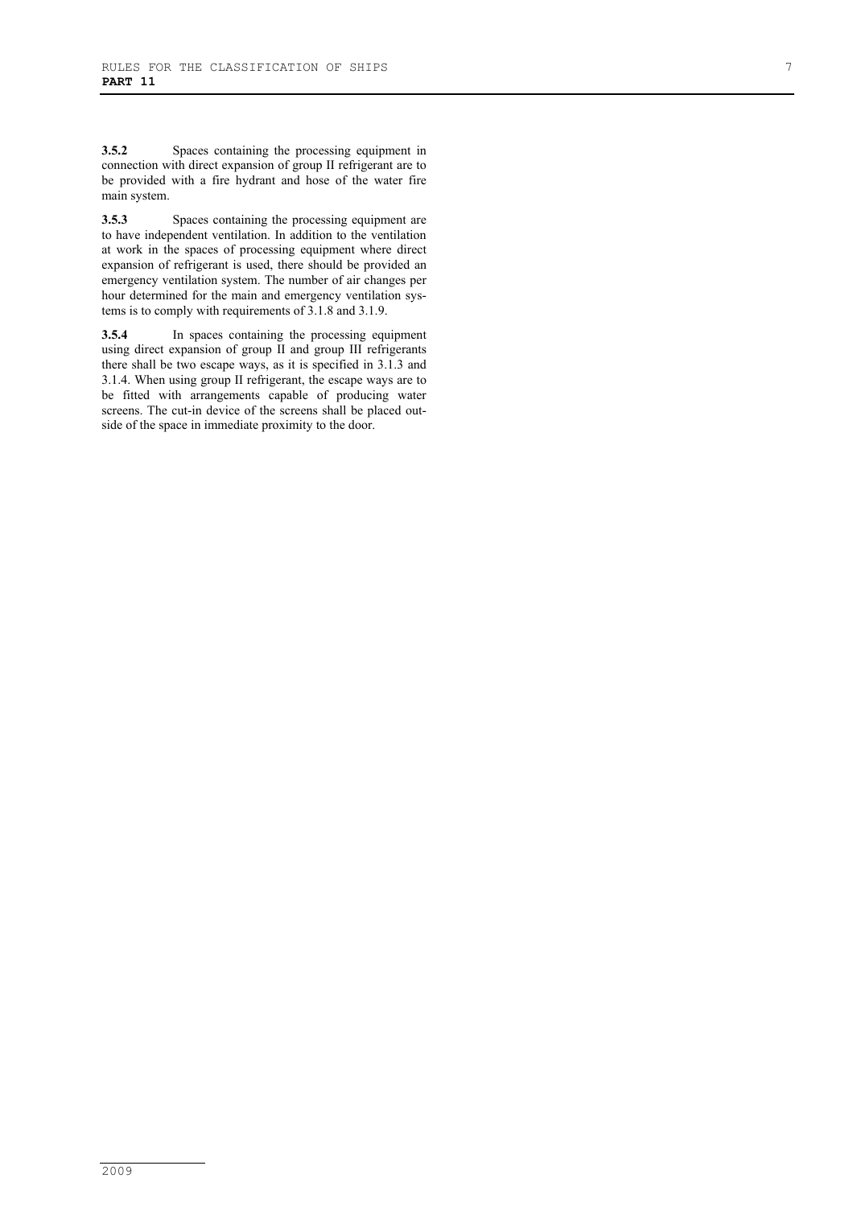**3.5.2** Spaces containing the processing equipment in connection with direct expansion of group II refrigerant are to be provided with a fire hydrant and hose of the water fire main system.

**3.5.3** Spaces containing the processing equipment are to have independent ventilation. In addition to the ventilation at work in the spaces of processing equipment where direct expansion of refrigerant is used, there should be provided an emergency ventilation system. The number of air changes per hour determined for the main and emergency ventilation systems is to comply with requirements of 3.1.8 and 3.1.9.

**3.5.4** In spaces containing the processing equipment using direct expansion of group II and group III refrigerants there shall be two escape ways, as it is specified in 3.1.3 and 3.1.4. When using group II refrigerant, the escape ways are to be fitted with arrangements capable of producing water screens. The cut-in device of the screens shall be placed outside of the space in immediate proximity to the door.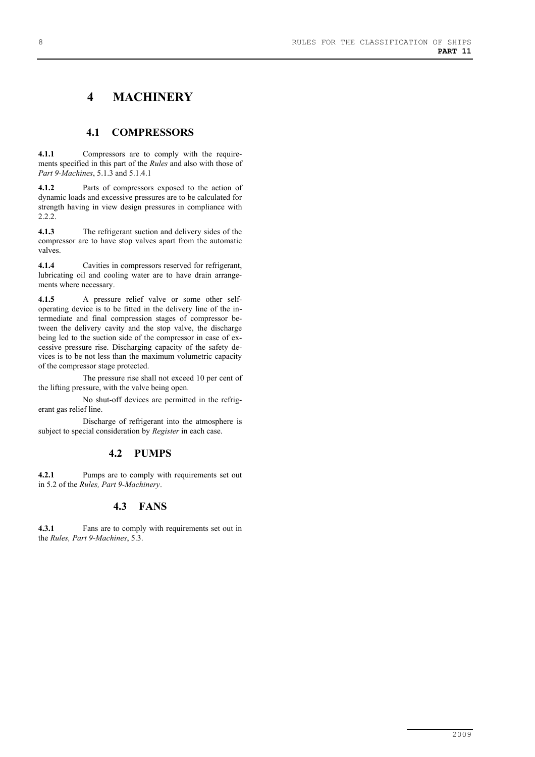# 4 MACHINERY

## 4.1 COMPRESSORS

**4.1.1** Compressors are to comply with the requirements specified in this part of the *Rules* and also with those of *Part 9-Machines*, 5.1.3 and 5.1.4.1

**4.1.2** Parts of compressors exposed to the action of dynamic loads and excessive pressures are to be calculated for strength having in view design pressures in compliance with 2.2.2.

**4.1.3** The refrigerant suction and delivery sides of the compressor are to have stop valves apart from the automatic valves.

**4.1.4** Cavities in compressors reserved for refrigerant, lubricating oil and cooling water are to have drain arrangements where necessary.

**4.1.5** A pressure relief valve or some other self-operating device is to be fitted in the delivery line of the intermediate and final compression stages of compressor between the delivery cavity and the stop valve, the discharge being led to the suction side of the compressor in case of excessive pressure rise. Discharging capacity of the safety devices is to be not less than the maximum volumetric capacity of the compressor stage protected.

The pressure rise shall not exceed 10 per cent of the lifting pressure, with the valve being open.

No shut-off devices are permitted in the refrigerant gas relief line.

Discharge of refrigerant into the atmosphere is subject to special consideration by *Register* in each case.

## 4.2 PUMPS

**4.2.1** Pumps are to comply with requirements set out in 5.2 of the *Rules, Part 9-Machinery*.

## 4.3 FANS

**4.3.1** Fans are to comply with requirements set out in the *Rules, Part 9-Machines*, 5.3.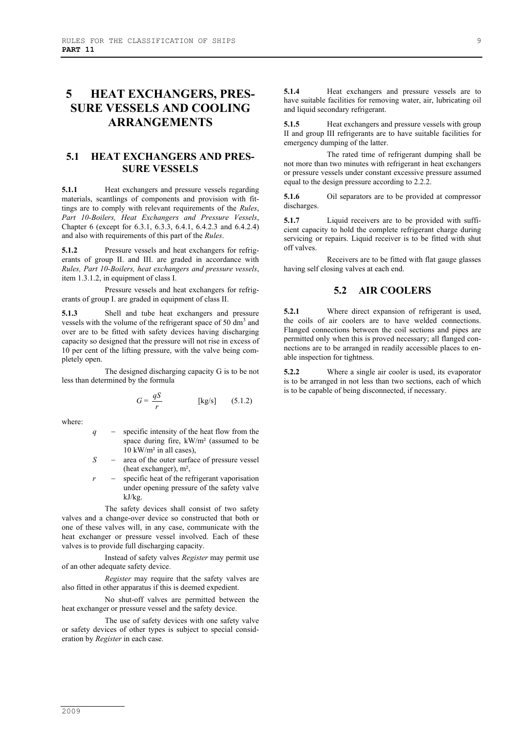# 5 HEAT EXCHANGERS, PRESSURE VESSELS AND COOLING ARRANGEMENTS

## 5.1 HEAT EXCHANGERS AND PRESSURE VESSELS

**5.1.1** Heat exchangers and pressure vessels regarding materials, scantlings of components and provision with fittings are to comply with relevant requirements of the *Rules*, *Part 10-Boilers, Heat Exchangers and Pressure Vessels*, Chapter 6 (except for 6.3.1, 6.3.3, 6.4.1, 6.4.2.3 and 6.4.2.4) and also with requirements of this part of the *Rules*.

**5.1.2** Pressure vessels and heat exchangers for refrigerants of group II. and III. are graded in accordance with *Rules, Part 10-Boilers, heat exchangers and pressure vessels*, item 1.3.1.2, in equipment of class I.

Pressure vessels and heat exchangers for refrigerants of group I. are graded in equipment of class II.

**5.1.3** Shell and tube heat exchangers and pressure vessels with the volume of the refrigerant space of 50 $dm^3$ and over are to be fitted with safety devices having discharging capacity so designed that the pressure will not rise in excess of 10 per cent of the lifting pressure, with the valve being completely open.

The designed discharging capacity G is to be not less than determined by the formula

$$G = \frac{qS}{r} \qquad [\text{kg/s}] \qquad (5.1.2)$$

where:

- $q$ – specific intensity of the heat flow from the space during fire, kW/m² (assumed to be 10 kW/m² in all cases),
- $S$ – area of the outer surface of pressure vessel (heat exchanger), m²,
- $r$ – specific heat of the refrigerant vaporisation under opening pressure of the safety valve kJ/kg.

The safety devices shall consist of two safety valves and a change-over device so constructed that both or one of these valves will, in any case, communicate with the heat exchanger or pressure vessel involved. Each of these valves is to provide full discharging capacity.

Instead of safety valves *Register* may permit use of an other adequate safety device.

*Register* may require that the safety valves are also fitted in other apparatus if this is deemed expedient.

No shut-off valves are permitted between the heat exchanger or pressure vessel and the safety device.

The use of safety devices with one safety valve or safety devices of other types is subject to special consideration by *Register* in each case.

**5.1.4** Heat exchangers and pressure vessels are to have suitable facilities for removing water, air, lubricating oil and liquid secondary refrigerant.

**5.1.5** Heat exchangers and pressure vessels with group II and group III refrigerants are to have suitable facilities for emergency dumping of the latter.

The rated time of refrigerant dumping shall be not more than two minutes with refrigerant in heat exchangers or pressure vessels under constant excessive pressure assumed equal to the design pressure according to 2.2.2.

**5.1.6** Oil separators are to be provided at compressor discharges.

**5.1.7** Liquid receivers are to be provided with sufficient capacity to hold the complete refrigerant charge during servicing or repairs. Liquid receiver is to be fitted with shut off valves.

Receivers are to be fitted with flat gauge glasses having self closing valves at each end.

## 5.2 AIR COOLERS

**5.2.1** Where direct expansion of refrigerant is used, the coils of air coolers are to have welded connections. Flanged connections between the coil sections and pipes are permitted only when this is proved necessary; all flanged connections are to be arranged in readily accessible places to enable inspection for tightness.

**5.2.2** Where a single air cooler is used, its evaporator is to be arranged in not less than two sections, each of which is to be capable of being disconnected, if necessary.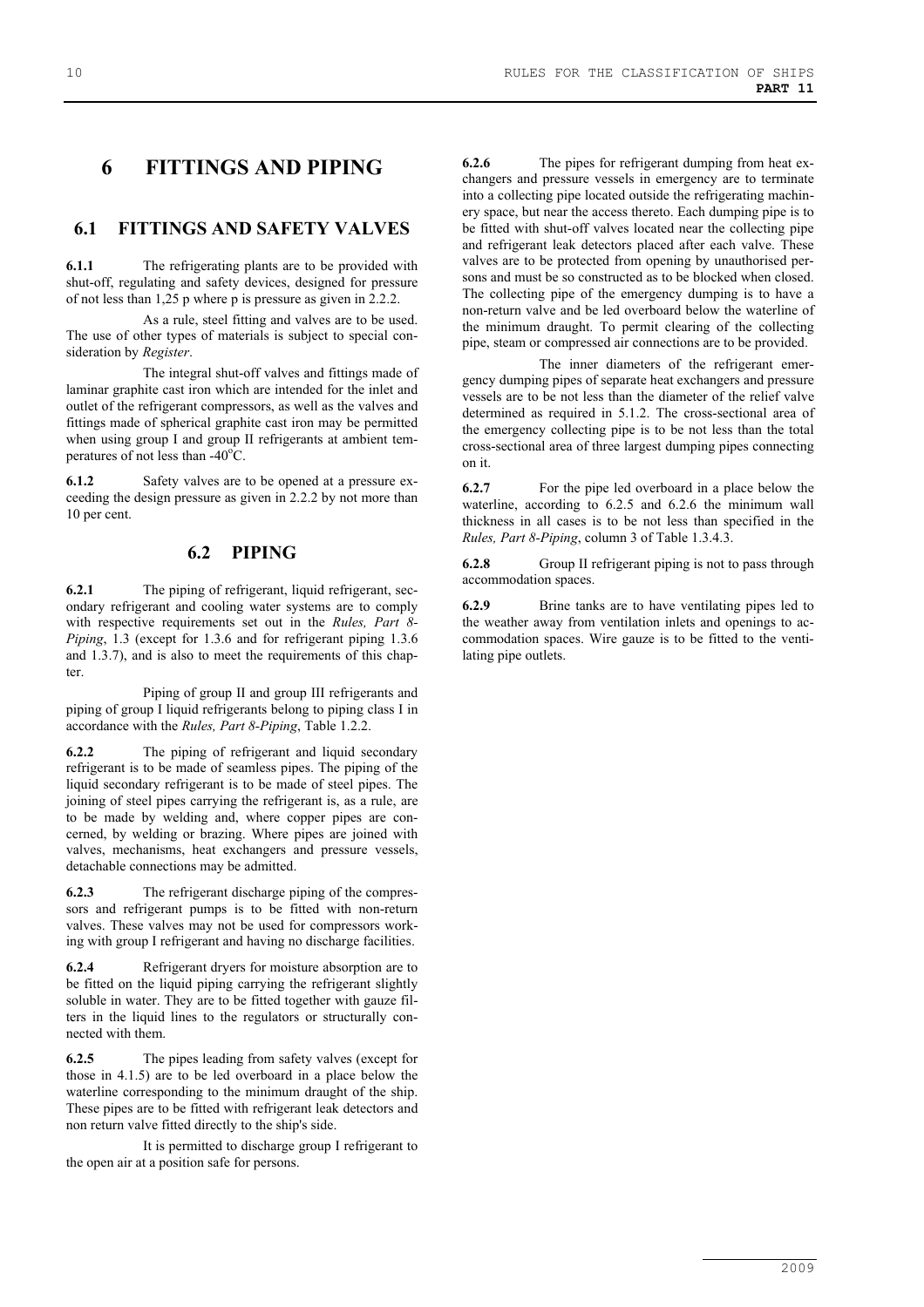# 6 FITTINGS AND PIPING

## 6.1 FITTINGS AND SAFETY VALVES

**6.1.1** The refrigerating plants are to be provided with shut-off, regulating and safety devices, designed for pressure of not less than 1,25 p where p is pressure as given in 2.2.2.

As a rule, steel fitting and valves are to be used. The use of other types of materials is subject to special consideration by *Register*.

The integral shut-off valves and fittings made of laminar graphite cast iron which are intended for the inlet and outlet of the refrigerant compressors, as well as the valves and fittings made of spherical graphite cast iron may be permitted when using group I and group II refrigerants at ambient temperatures of not less than -40°C.

**6.1.2** Safety valves are to be opened at a pressure exceeding the design pressure as given in 2.2.2 by not more than 10 per cent.

## 6.2 PIPING

**6.2.1** The piping of refrigerant, liquid refrigerant, secondary refrigerant and cooling water systems are to comply with respective requirements set out in the *Rules, Part 8-Piping*, 1.3 (except for 1.3.6 and for refrigerant piping 1.3.6 and 1.3.7), and is also to meet the requirements of this chapter.

Piping of group II and group III refrigerants and piping of group I liquid refrigerants belong to piping class I in accordance with the *Rules, Part 8-Piping*, Table 1.2.2.

**6.2.2** The piping of refrigerant and liquid secondary refrigerant is to be made of seamless pipes. The piping of the liquid secondary refrigerant is to be made of steel pipes. The joining of steel pipes carrying the refrigerant is, as a rule, are to be made by welding and, where copper pipes are concerned, by welding or brazing. Where pipes are joined with valves, mechanisms, heat exchangers and pressure vessels, detachable connections may be admitted.

**6.2.3** The refrigerant discharge piping of the compressors and refrigerant pumps is to be fitted with non-return valves. These valves may not be used for compressors working with group I refrigerant and having no discharge facilities.

**6.2.4** Refrigerant dryers for moisture absorption are to be fitted on the liquid piping carrying the refrigerant slightly soluble in water. They are to be fitted together with gauze filters in the liquid lines to the regulators or structurally connected with them.

**6.2.5** The pipes leading from safety valves (except for those in 4.1.5) are to be led overboard in a place below the waterline corresponding to the minimum draught of the ship. These pipes are to be fitted with refrigerant leak detectors and non return valve fitted directly to the ship's side.

It is permitted to discharge group I refrigerant to the open air at a position safe for persons.

**6.2.6** The pipes for refrigerant dumping from heat exchangers and pressure vessels in emergency are to terminate into a collecting pipe located outside the refrigerating machinery space, but near the access thereto. Each dumping pipe is to be fitted with shut-off valves located near the collecting pipe and refrigerant leak detectors placed after each valve. These valves are to be protected from opening by unauthorised persons and must be so constructed as to be blocked when closed. The collecting pipe of the emergency dumping is to have a non-return valve and be led overboard below the waterline of the minimum draught. To permit clearing of the collecting pipe, steam or compressed air connections are to be provided.

The inner diameters of the refrigerant emergency dumping pipes of separate heat exchangers and pressure vessels are to be not less than the diameter of the relief valve determined as required in 5.1.2. The cross-sectional area of the emergency collecting pipe is to be not less than the total cross-sectional area of three largest dumping pipes connecting on it.

**6.2.7** For the pipe led overboard in a place below the waterline, according to 6.2.5 and 6.2.6 the minimum wall thickness in all cases is to be not less than specified in the *Rules, Part 8-Piping*, column 3 of Table 1.3.4.3.

**6.2.8** Group II refrigerant piping is not to pass through accommodation spaces.

**6.2.9** Brine tanks are to have ventilating pipes led to the weather away from ventilation inlets and openings to accommodation spaces. Wire gauze is to be fitted to the ventilating pipe outlets.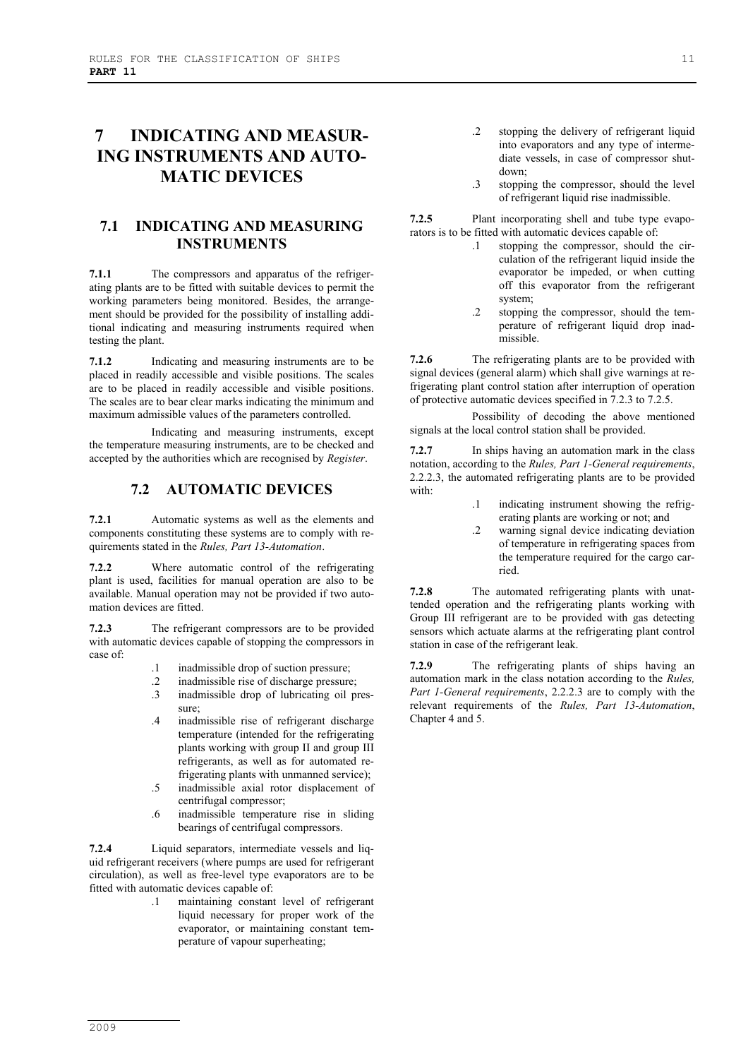# 7 INDICATING AND MEASURING INSTRUMENTS AND AUTOMATIC DEVICES

## 7.1 INDICATING AND MEASURING INSTRUMENTS

**7.1.1** The compressors and apparatus of the refrigerating plants are to be fitted with suitable devices to permit the working parameters being monitored. Besides, the arrangement should be provided for the possibility of installing additional indicating and measuring instruments required when testing the plant.

**7.1.2** Indicating and measuring instruments are to be placed in readily accessible and visible positions. The scales are to be placed in readily accessible and visible positions. The scales are to bear clear marks indicating the minimum and maximum admissible values of the parameters controlled.

Indicating and measuring instruments, except the temperature measuring instruments, are to be checked and accepted by the authorities which are recognised by *Register*.

## 7.2 AUTOMATIC DEVICES

**7.2.1** Automatic systems as well as the elements and components constituting these systems are to comply with requirements stated in the *Rules, Part 13-Automation*.

**7.2.2** Where automatic control of the refrigerating plant is used, facilities for manual operation are also to be available. Manual operation may not be provided if two automation devices are fitted.

**7.2.3** The refrigerant compressors are to be provided with automatic devices capable of stopping the compressors in case of:

- .1 inadmissible drop of suction pressure;
- .2 inadmissible rise of discharge pressure;
- .3 inadmissible drop of lubricating oil pressure;
- .4 inadmissible rise of refrigerant discharge temperature (intended for the refrigerating plants working with group II and group III refrigerants, as well as for automated refrigerating plants with unmanned service);
- .5 inadmissible axial rotor displacement of centrifugal compressor;
- .6 inadmissible temperature rise in sliding bearings of centrifugal compressors.

**7.2.4** Liquid separators, intermediate vessels and liquid refrigerant receivers (where pumps are used for refrigerant circulation), as well as free-level type evaporators are to be fitted with automatic devices capable of:

- .1 maintaining constant level of refrigerant liquid necessary for proper work of the evaporator, or maintaining constant temperature of vapour superheating;
- .2 stopping the delivery of refrigerant liquid into evaporators and any type of intermediate vessels, in case of compressor shutdown;
- .3 stopping the compressor, should the level of refrigerant liquid rise inadmissible.

**7.2.5** Plant incorporating shell and tube type evaporators is to be fitted with automatic devices capable of:

- .1 stopping the compressor, should the circulation of the refrigerant liquid inside the evaporator be impeded, or when cutting off this evaporator from the refrigerant system;
- .2 stopping the compressor, should the temperature of refrigerant liquid drop inadmissible.

**7.2.6** The refrigerating plants are to be provided with signal devices (general alarm) which shall give warnings at refrigerating plant control station after interruption of operation of protective automatic devices specified in 7.2.3 to 7.2.5.

Possibility of decoding the above mentioned signals at the local control station shall be provided.

**7.2.7** In ships having an automation mark in the class notation, according to the *Rules, Part 1-General requirements*, 2.2.2.3, the automated refrigerating plants are to be provided with:

- .1 indicating instrument showing the refrigerating plants are working or not; and
- .2 warning signal device indicating deviation of temperature in refrigerating spaces from the temperature required for the cargo carried.

**7.2.8** The automated refrigerating plants with unattended operation and the refrigerating plants working with Group III refrigerant are to be provided with gas detecting sensors which actuate alarms at the refrigerating plant control station in case of the refrigerant leak.

**7.2.9** The refrigerating plants of ships having an automation mark in the class notation according to the *Rules, Part 1-General requirements*, 2.2.2.3 are to comply with the relevant requirements of the *Rules, Part 13-Automation*, Chapter 4 and 5.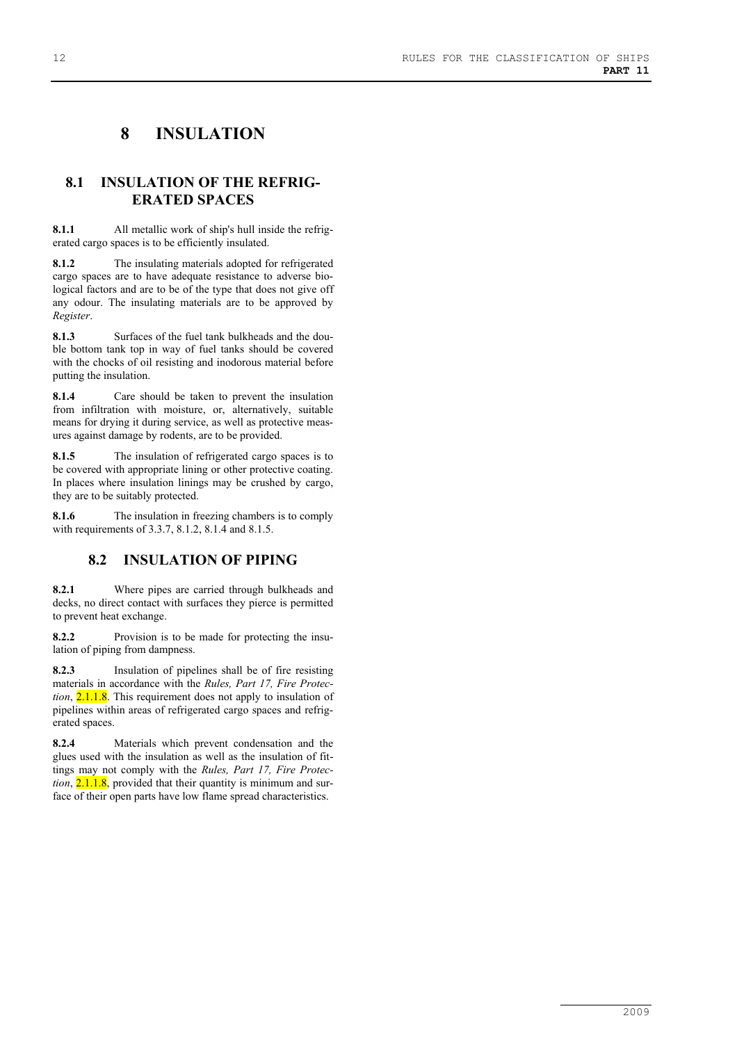# 8 INSULATION

## 8.1 INSULATION OF THE REFRIGERATED SPACES

**8.1.1** All metallic work of ship's hull inside the refrigerated cargo spaces is to be efficiently insulated.

**8.1.2** The insulating materials adopted for refrigerated cargo spaces are to have adequate resistance to adverse biological factors and are to be of the type that does not give off any odour. The insulating materials are to be approved by *Register*.

**8.1.3** Surfaces of the fuel tank bulkheads and the double bottom tank top in way of fuel tanks should be covered with the chocks of oil resisting and inodorous material before putting the insulation.

**8.1.4** Care should be taken to prevent the insulation from infiltration with moisture, or, alternatively, suitable means for drying it during service, as well as protective measures against damage by rodents, are to be provided.

**8.1.5** The insulation of refrigerated cargo spaces is to be covered with appropriate lining or other protective coating. In places where insulation linings may be crushed by cargo, they are to be suitably protected.

**8.1.6** The insulation in freezing chambers is to comply with requirements of 3.3.7, 8.1.2, 8.1.4 and 8.1.5.

## 8.2 INSULATION OF PIPING

**8.2.1** Where pipes are carried through bulkheads and decks, no direct contact with surfaces they pierce is permitted to prevent heat exchange.

**8.2.2** Provision is to be made for protecting the insulation of piping from dampness.

**8.2.3** Insulation of pipelines shall be of fire resisting materials in accordance with the *Rules, Part 17, Fire Protection*, 2.1.1.8. This requirement does not apply to insulation of pipelines within areas of refrigerated cargo spaces and refrigerated spaces.

**8.2.4** Materials which prevent condensation and the glues used with the insulation as well as the insulation of fittings may not comply with the *Rules, Part 17, Fire Protection*, 2.1.1.8, provided that their quantity is minimum and surface of their open parts have low flame spread characteristics.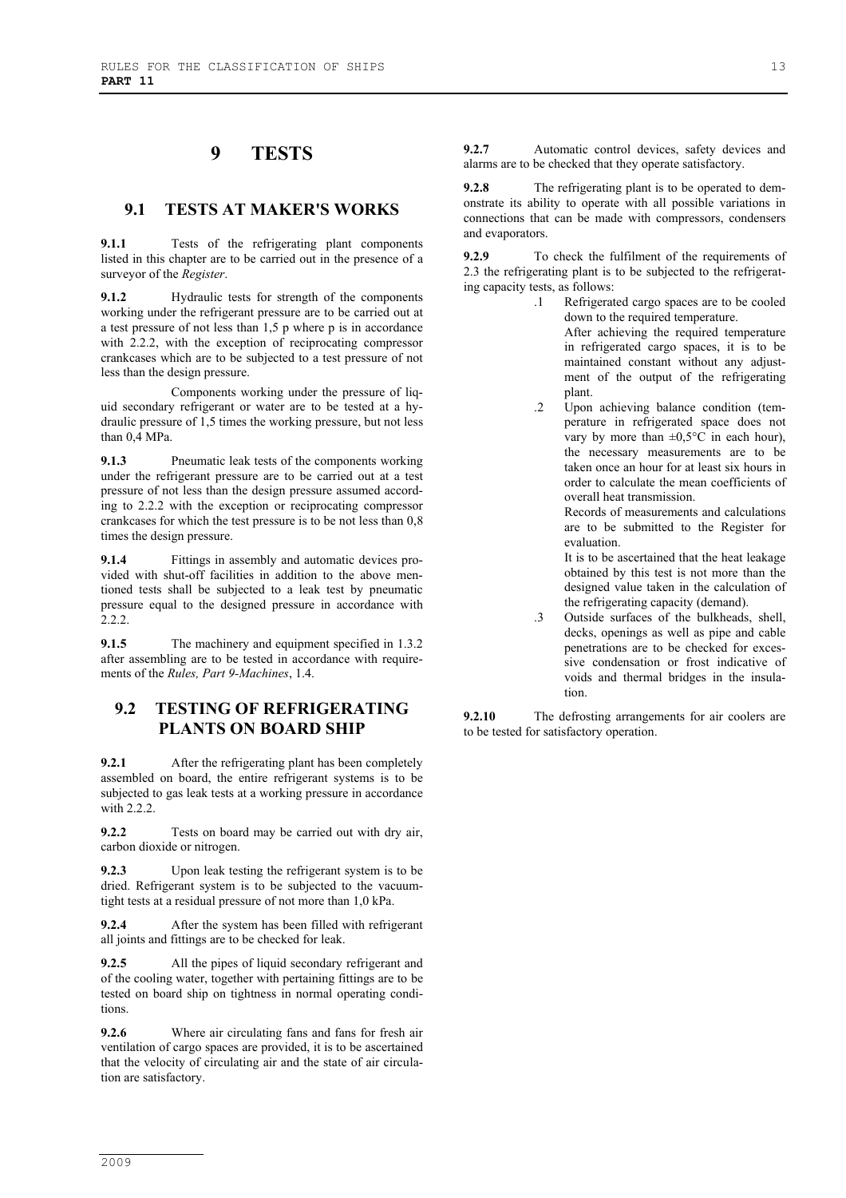# 9 TESTS

## 9.1 TESTS AT MAKER'S WORKS

**9.1.1** Tests of the refrigerating plant components listed in this chapter are to be carried out in the presence of a surveyor of the *Register*.

**9.1.2** Hydraulic tests for strength of the components working under the refrigerant pressure are to be carried out at a test pressure of not less than 1,5 p where p is in accordance with 2.2.2, with the exception of reciprocating compressor crankcases which are to be subjected to a test pressure of not less than the design pressure.

Components working under the pressure of liquid secondary refrigerant or water are to be tested at a hydraulic pressure of 1,5 times the working pressure, but not less than 0,4 MPa.

**9.1.3** Pneumatic leak tests of the components working under the refrigerant pressure are to be carried out at a test pressure of not less than the design pressure assumed according to 2.2.2 with the exception or reciprocating compressor crankcases for which the test pressure is to be not less than 0,8 times the design pressure.

**9.1.4** Fittings in assembly and automatic devices provided with shut-off facilities in addition to the above mentioned tests shall be subjected to a leak test by pneumatic pressure equal to the designed pressure in accordance with 2.2.2.

**9.1.5** The machinery and equipment specified in 1.3.2 after assembling are to be tested in accordance with requirements of the *Rules, Part 9-Machines*, 1.4.

## 9.2 TESTING OF REFRIGERATING PLANTS ON BOARD SHIP

**9.2.1** After the refrigerating plant has been completely assembled on board, the entire refrigerant systems is to be subjected to gas leak tests at a working pressure in accordance with 2.2.2.

**9.2.2** Tests on board may be carried out with dry air, carbon dioxide or nitrogen.

**9.2.3** Upon leak testing the refrigerant system is to be dried. Refrigerant system is to be subjected to the vacuum-tight tests at a residual pressure of not more than 1,0 kPa.

**9.2.4** After the system has been filled with refrigerant all joints and fittings are to be checked for leak.

**9.2.5** All the pipes of liquid secondary refrigerant and of the cooling water, together with pertaining fittings are to be tested on board ship on tightness in normal operating conditions.

**9.2.6** Where air circulating fans and fans for fresh air ventilation of cargo spaces are provided, it is to be ascertained that the velocity of circulating air and the state of air circulation are satisfactory.

**9.2.7** Automatic control devices, safety devices and alarms are to be checked that they operate satisfactory.

**9.2.8** The refrigerating plant is to be operated to demonstrate its ability to operate with all possible variations in connections that can be made with compressors, condensers and evaporators.

**9.2.9** To check the fulfilment of the requirements of 2.3 the refrigerating plant is to be subjected to the refrigerating capacity tests, as follows:

.1 Refrigerated cargo spaces are to be cooled down to the required temperature.
After achieving the required temperature in refrigerated cargo spaces, it is to be maintained constant without any adjustment of the output of the refrigerating plant.

.2 Upon achieving balance condition (temperature in refrigerated space does not vary by more than ±0,5°C in each hour), the necessary measurements are to be taken once an hour for at least six hours in order to calculate the mean coefficients of overall heat transmission.
Records of measurements and calculations are to be submitted to the Register for evaluation.
It is to be ascertained that the heat leakage obtained by this test is not more than the designed value taken in the calculation of the refrigerating capacity (demand).

.3 Outside surfaces of the bulkheads, shell, decks, openings as well as pipe and cable penetrations are to be checked for excessive condensation or frost indicative of voids and thermal bridges in the insulation.

**9.2.10** The defrosting arrangements for air coolers are to be tested for satisfactory operation.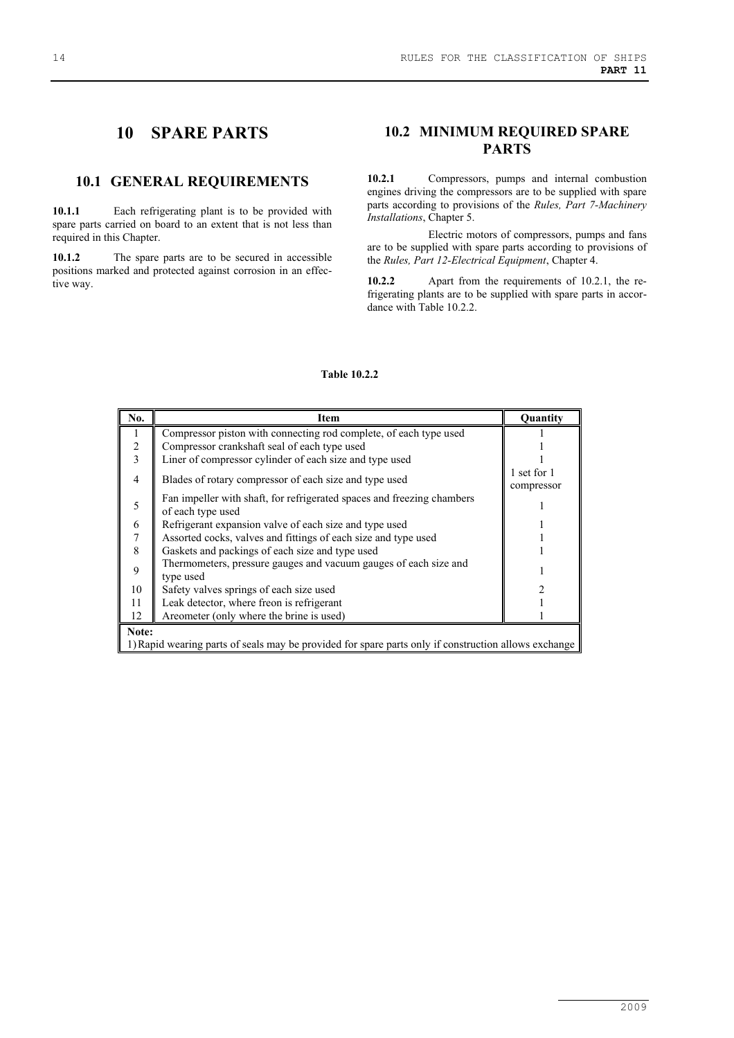# 10 SPARE PARTS

## 10.1 GENERAL REQUIREMENTS

**10.1.1** Each refrigerating plant is to be provided with spare parts carried on board to an extent that is not less than required in this Chapter.

**10.1.2** The spare parts are to be secured in accessible positions marked and protected against corrosion in an effective way.

## 10.2 MINIMUM REQUIRED SPARE PARTS

**10.2.1** Compressors, pumps and internal combustion engines driving the compressors are to be supplied with spare parts according to provisions of the *Rules, Part 7-Machinery Installations*, Chapter 5.

Electric motors of compressors, pumps and fans are to be supplied with spare parts according to provisions of the *Rules, Part 12-Electrical Equipment*, Chapter 4.

**10.2.2** Apart from the requirements of 10.2.1, the refrigerating plants are to be supplied with spare parts in accordance with Table 10.2.2.

**Table 10.2.2**

| No. | Item | Quantity |
|---|---|---|
| 1 | Compressor piston with connecting rod complete, of each type used | 1 |
| 2 | Compressor crankshaft seal of each type used | 1 |
| 3 | Liner of compressor cylinder of each size and type used | 1 |
| 4 | Blades of rotary compressor of each size and type used | 1 set for 1 compressor |
| 5 | Fan impeller with shaft, for refrigerated spaces and freezing chambers of each type used | 1 |
| 6 | Refrigerant expansion valve of each size and type used | 1 |
| 7 | Assorted cocks, valves and fittings of each size and type used | 1 |
| 8 | Gaskets and packings of each size and type used | 1 |
| 9 | Thermometers, pressure gauges and vacuum gauges of each size and type used | 1 |
| 10 | Safety valves springs of each size used | 2 |
| 11 | Leak detector, where freon is refrigerant | 1 |
| 12 | Areometer (only where the brine is used) | 1 |

**Note:**
1) Rapid wearing parts of seals may be provided for spare parts only if construction allows exchange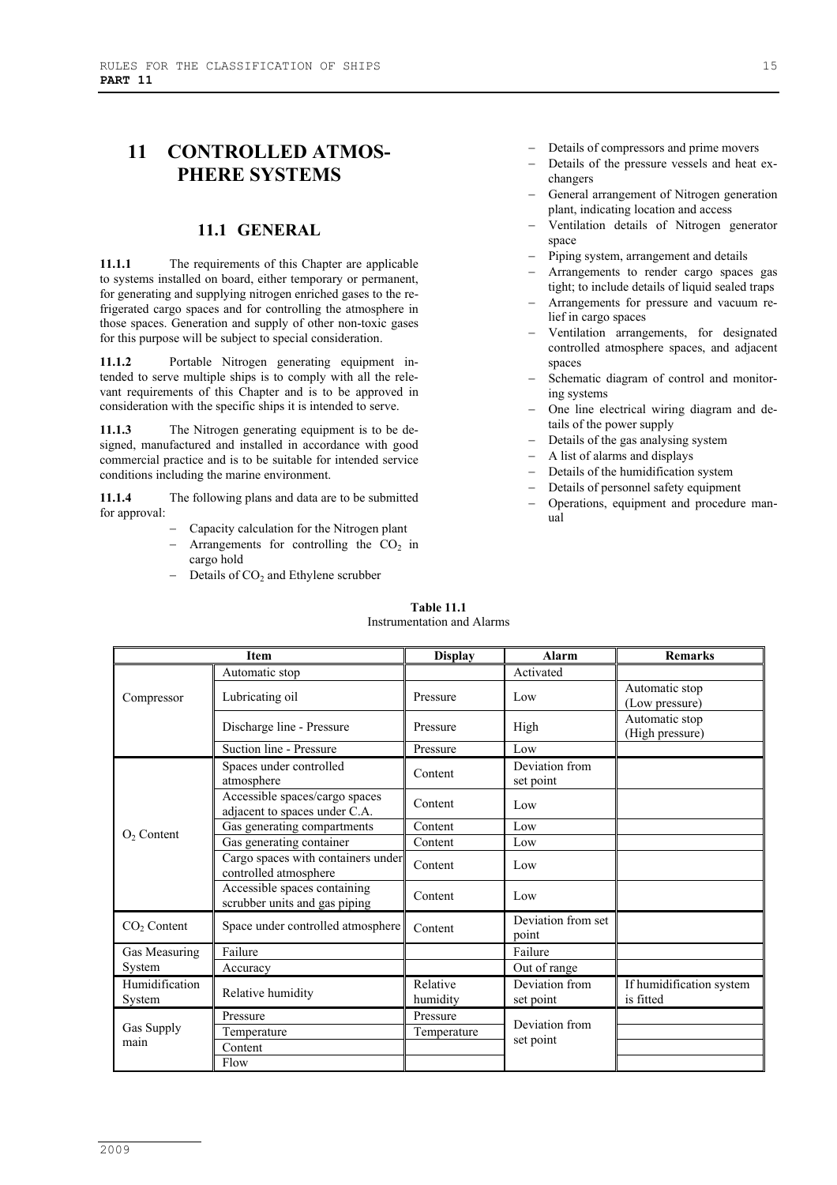# 11 CONTROLLED ATMOSPHERE SYSTEMS

## 11.1 GENERAL

**11.1.1** The requirements of this Chapter are applicable to systems installed on board, either temporary or permanent, for generating and supplying nitrogen enriched gases to the refrigerated cargo spaces and for controlling the atmosphere in those spaces. Generation and supply of other non-toxic gases for this purpose will be subject to special consideration.

**11.1.2** Portable Nitrogen generating equipment intended to serve multiple ships is to comply with all the relevant requirements of this Chapter and is to be approved in consideration with the specific ships it is intended to serve.

**11.1.3** The Nitrogen generating equipment is to be designed, manufactured and installed in accordance with good commercial practice and is to be suitable for intended service conditions including the marine environment.

**11.1.4** The following plans and data are to be submitted for approval:

- Capacity calculation for the Nitrogen plant
- Arrangements for controlling the $CO_2$ in cargo hold
- Details of $CO_2$ and Ethylene scrubber
- Details of compressors and prime movers
- Details of the pressure vessels and heat exchangers
- General arrangement of Nitrogen generation plant, indicating location and access
- Ventilation details of Nitrogen generator space
- Piping system, arrangement and details
- Arrangements to render cargo spaces gas tight; to include details of liquid sealed traps
- Arrangements for pressure and vacuum relief in cargo spaces
- Ventilation arrangements, for designated controlled atmosphere spaces, and adjacent spaces
- Schematic diagram of control and monitoring systems
- One line electrical wiring diagram and details of the power supply
- Details of the gas analysing system
- A list of alarms and displays
- Details of the humidification system
- Details of personnel safety equipment
- Operations, equipment and procedure manual

**Table 11.1**
Instrumentation and Alarms

| Item | | Display | Alarm | Remarks |
|---|---|---|---|---|
| Compressor | Automatic stop | | Activated | |
| | Lubricating oil | Pressure | Low | Automatic stop (Low pressure) |
| | Discharge line - Pressure | Pressure | High | Automatic stop (High pressure) |
| | Suction line - Pressure | Pressure | Low | |
| $O_2$ Content | Spaces under controlled atmosphere | Content | Deviation from set point | |
| | Accessible spaces/cargo spaces adjacent to spaces under C.A. | Content | Low | |
| | Gas generating compartments | Content | Low | |
| | Gas generating container | Content | Low | |
| | Cargo spaces with containers under controlled atmosphere | Content | Low | |
| | Accessible spaces containing scrubber units and gas piping | Content | Low | |
| $CO_2$ Content | Space under controlled atmosphere | Content | Deviation from set point | |
| Gas Measuring System | Failure | | Failure | |
| | Accuracy | | Out of range | |
| Humidification System | Relative humidity | Relative humidity | Deviation from set point | If humidification system is fitted |
| Gas Supply main | Pressure | Pressure | Deviation from set point | |
| | Temperature | Temperature | | |
| | Content | | | |
| | Flow | | | |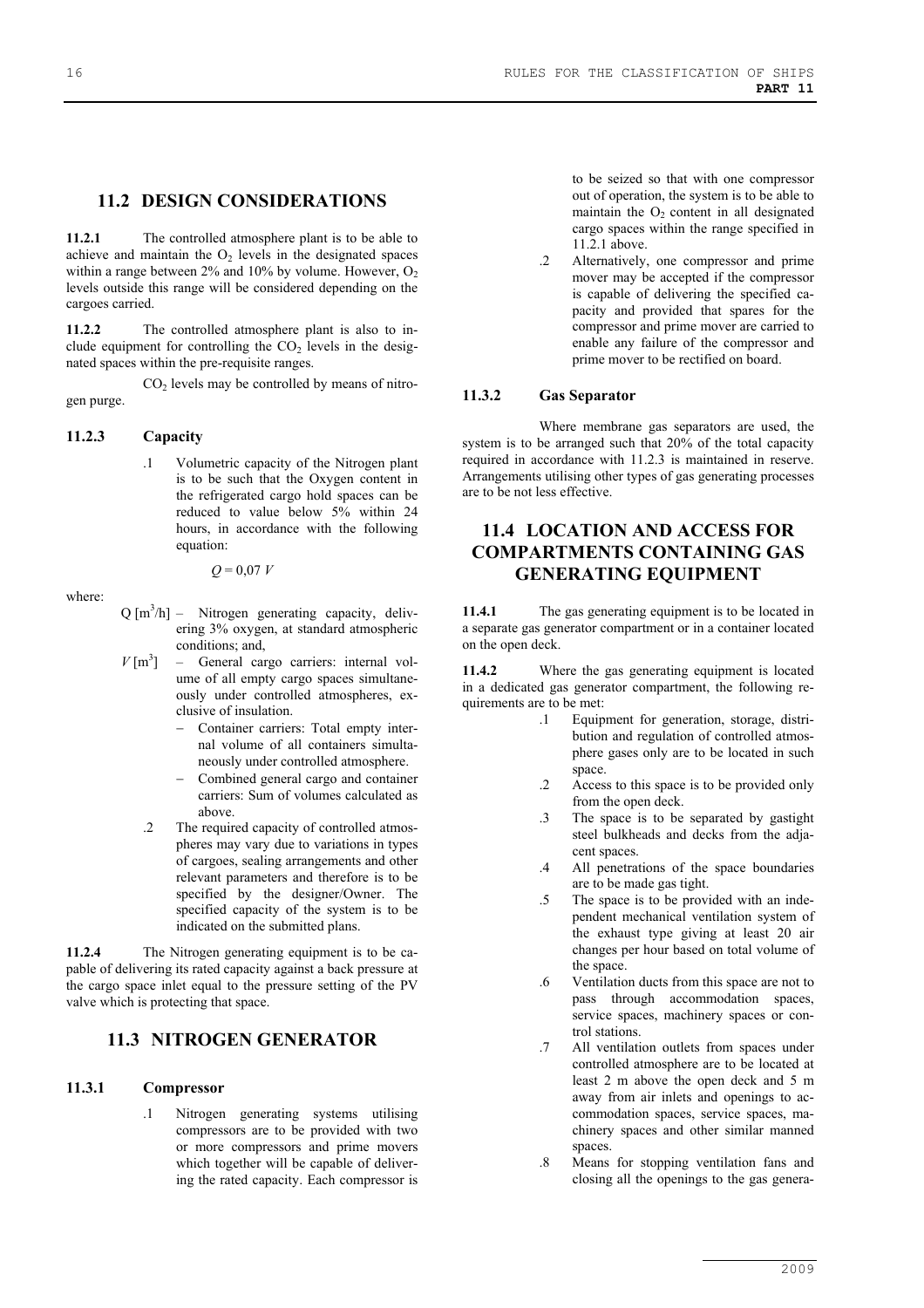## 11.2 DESIGN CONSIDERATIONS

**11.2.1** The controlled atmosphere plant is to be able to achieve and maintain the $O_2$ levels in the designated spaces within a range between 2% and 10% by volume. However, $O_2$ levels outside this range will be considered depending on the cargoes carried.

**11.2.2** The controlled atmosphere plant is also to include equipment for controlling the $CO_2$ levels in the designated spaces within the pre-requisite ranges.

$CO_2$ levels may be controlled by means of nitrogen purge.

### 11.2.3 Capacity

.1 Volumetric capacity of the Nitrogen plant is to be such that the Oxygen content in the refrigerated cargo hold spaces can be reduced to value below 5% within 24 hours, in accordance with the following equation:

$$Q = 0{,}07\ V$$

where:

$Q$ [$m^3$/h] – Nitrogen generating capacity, delivering 3% oxygen, at standard atmospheric conditions; and,

$V$ [$m^3$] – General cargo carriers: internal volume of all empty cargo spaces simultaneously under controlled atmospheres, exclusive of insulation.

- Container carriers: Total empty internal volume of all containers simultaneously under controlled atmosphere.
- Combined general cargo and container carriers: Sum of volumes calculated as above.

.2 The required capacity of controlled atmospheres may vary due to variations in types of cargoes, sealing arrangements and other relevant parameters and therefore is to be specified by the designer/Owner. The specified capacity of the system is to be indicated on the submitted plans.

**11.2.4** The Nitrogen generating equipment is to be capable of delivering its rated capacity against a back pressure at the cargo space inlet equal to the pressure setting of the PV valve which is protecting that space.

## 11.3 NITROGEN GENERATOR

### 11.3.1 Compressor

.1 Nitrogen generating systems utilising compressors are to be provided with two or more compressors and prime movers which together will be capable of delivering the rated capacity. Each compressor is to be seized so that with one compressor out of operation, the system is to be able to maintain the $O_2$ content in all designated cargo spaces within the range specified in 11.2.1 above.

.2 Alternatively, one compressor and prime mover may be accepted if the compressor is capable of delivering the specified capacity and provided that spares for the compressor and prime mover are carried to enable any failure of the compressor and prime mover to be rectified on board.

### 11.3.2 Gas Separator

Where membrane gas separators are used, the system is to be arranged such that 20% of the total capacity required in accordance with 11.2.3 is maintained in reserve. Arrangements utilising other types of gas generating processes are to be not less effective.

## 11.4 LOCATION AND ACCESS FOR COMPARTMENTS CONTAINING GAS GENERATING EQUIPMENT

**11.4.1** The gas generating equipment is to be located in a separate gas generator compartment or in a container located on the open deck.

**11.4.2** Where the gas generating equipment is located in a dedicated gas generator compartment, the following requirements are to be met:

.1 Equipment for generation, storage, distribution and regulation of controlled atmosphere gases only are to be located in such space.

.2 Access to this space is to be provided only from the open deck.

.3 The space is to be separated by gastight steel bulkheads and decks from the adjacent spaces.

.4 All penetrations of the space boundaries are to be made gas tight.

.5 The space is to be provided with an independent mechanical ventilation system of the exhaust type giving at least 20 air changes per hour based on total volume of the space.

.6 Ventilation ducts from this space are not to pass through accommodation spaces, service spaces, machinery spaces or control stations.

.7 All ventilation outlets from spaces under controlled atmosphere are to be located at least 2 m above the open deck and 5 m away from air inlets and openings to accommodation spaces, service spaces, machinery spaces and other similar manned spaces.

.8 Means for stopping ventilation fans and closing all the openings to the gas genera-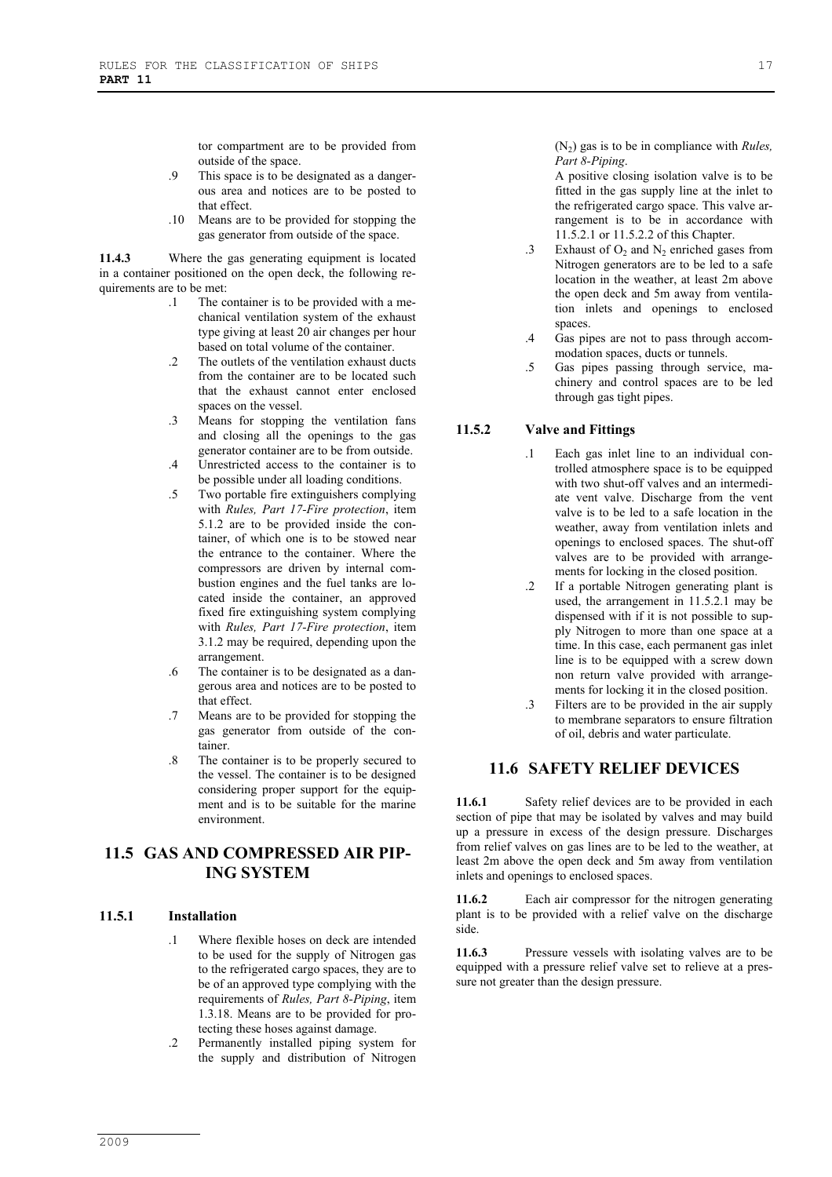tor compartment are to be provided from outside of the space.

.9 This space is to be designated as a dangerous area and notices are to be posted to that effect.

.10 Means are to be provided for stopping the gas generator from outside of the space.

**11.4.3** Where the gas generating equipment is located in a container positioned on the open deck, the following requirements are to be met:

.1 The container is to be provided with a mechanical ventilation system of the exhaust type giving at least 20 air changes per hour based on total volume of the container.

.2 The outlets of the ventilation exhaust ducts from the container are to be located such that the exhaust cannot enter enclosed spaces on the vessel.

.3 Means for stopping the ventilation fans and closing all the openings to the gas generator container are to be from outside.

.4 Unrestricted access to the container is to be possible under all loading conditions.

.5 Two portable fire extinguishers complying with *Rules, Part 17-Fire protection*, item 5.1.2 are to be provided inside the container, of which one is to be stowed near the entrance to the container. Where the compressors are driven by internal combustion engines and the fuel tanks are located inside the container, an approved fixed fire extinguishing system complying with *Rules, Part 17-Fire protection*, item 3.1.2 may be required, depending upon the arrangement.

.6 The container is to be designated as a dangerous area and notices are to be posted to that effect.

.7 Means are to be provided for stopping the gas generator from outside of the container.

.8 The container is to be properly secured to the vessel. The container is to be designed considering proper support for the equipment and is to be suitable for the marine environment.

## 11.5 GAS AND COMPRESSED AIR PIPING SYSTEM

### 11.5.1 Installation

.1 Where flexible hoses on deck are intended to be used for the supply of Nitrogen gas to the refrigerated cargo spaces, they are to be of an approved type complying with the requirements of *Rules, Part 8-Piping*, item 1.3.18. Means are to be provided for protecting these hoses against damage.

.2 Permanently installed piping system for the supply and distribution of Nitrogen ($N_2$) gas is to be in compliance with *Rules, Part 8-Piping*.
A positive closing isolation valve is to be fitted in the gas supply line at the inlet to the refrigerated cargo space. This valve arrangement is to be in accordance with 11.5.2.1 or 11.5.2.2 of this Chapter.

.3 Exhaust of $O_2$ and $N_2$ enriched gases from Nitrogen generators are to be led to a safe location in the weather, at least 2m above the open deck and 5m away from ventilation inlets and openings to enclosed spaces.

.4 Gas pipes are not to pass through accommodation spaces, ducts or tunnels.

.5 Gas pipes passing through service, machinery and control spaces are to be led through gas tight pipes.

### 11.5.2 Valve and Fittings

.1 Each gas inlet line to an individual controlled atmosphere space is to be equipped with two shut-off valves and an intermediate vent valve. Discharge from the vent valve is to be led to a safe location in the weather, away from ventilation inlets and openings to enclosed spaces. The shut-off valves are to be provided with arrangements for locking in the closed position.

.2 If a portable Nitrogen generating plant is used, the arrangement in 11.5.2.1 may be dispensed with if it is not possible to supply Nitrogen to more than one space at a time. In this case, each permanent gas inlet line is to be equipped with a screw down non return valve provided with arrangements for locking it in the closed position.

.3 Filters are to be provided in the air supply to membrane separators to ensure filtration of oil, debris and water particulate.

## 11.6 SAFETY RELIEF DEVICES

**11.6.1** Safety relief devices are to be provided in each section of pipe that may be isolated by valves and may build up a pressure in excess of the design pressure. Discharges from relief valves on gas lines are to be led to the weather, at least 2m above the open deck and 5m away from ventilation inlets and openings to enclosed spaces.

**11.6.2** Each air compressor for the nitrogen generating plant is to be provided with a relief valve on the discharge side.

**11.6.3** Pressure vessels with isolating valves are to be equipped with a pressure relief valve set to relieve at a pressure not greater than the design pressure.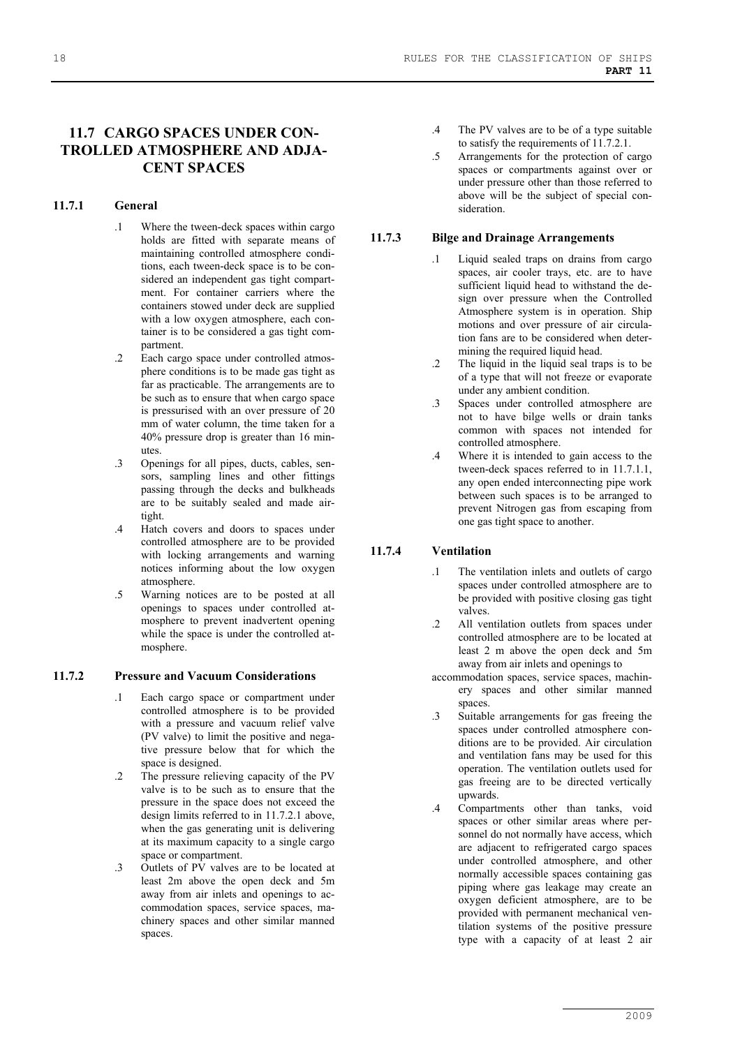## 11.7 CARGO SPACES UNDER CONTROLLED ATMOSPHERE AND ADJACENT SPACES

### 11.7.1 General

.1 Where the tween-deck spaces within cargo holds are fitted with separate means of maintaining controlled atmosphere conditions, each tween-deck space is to be considered an independent gas tight compartment. For container carriers where the containers stowed under deck are supplied with a low oxygen atmosphere, each container is to be considered a gas tight compartment.

.2 Each cargo space under controlled atmosphere conditions is to be made gas tight as far as practicable. The arrangements are to be such as to ensure that when cargo space is pressurised with an over pressure of 20 mm of water column, the time taken for a 40% pressure drop is greater than 16 minutes.

.3 Openings for all pipes, ducts, cables, sensors, sampling lines and other fittings passing through the decks and bulkheads are to be suitably sealed and made airtight.

.4 Hatch covers and doors to spaces under controlled atmosphere are to be provided with locking arrangements and warning notices informing about the low oxygen atmosphere.

.5 Warning notices are to be posted at all openings to spaces under controlled atmosphere to prevent inadvertent opening while the space is under the controlled atmosphere.

### 11.7.2 Pressure and Vacuum Considerations

.1 Each cargo space or compartment under controlled atmosphere is to be provided with a pressure and vacuum relief valve (PV valve) to limit the positive and negative pressure below that for which the space is designed.

.2 The pressure relieving capacity of the PV valve is to be such as to ensure that the pressure in the space does not exceed the design limits referred to in 11.7.2.1 above, when the gas generating unit is delivering at its maximum capacity to a single cargo space or compartment.

.3 Outlets of PV valves are to be located at least 2m above the open deck and 5m away from air inlets and openings to accommodation spaces, service spaces, machinery spaces and other similar manned spaces.

.4 The PV valves are to be of a type suitable to satisfy the requirements of 11.7.2.1.

.5 Arrangements for the protection of cargo spaces or compartments against over or under pressure other than those referred to above will be the subject of special consideration.

### 11.7.3 Bilge and Drainage Arrangements

.1 Liquid sealed traps on drains from cargo spaces, air cooler trays, etc. are to have sufficient liquid head to withstand the design over pressure when the Controlled Atmosphere system is in operation. Ship motions and over pressure of air circulation fans are to be considered when determining the required liquid head.

.2 The liquid in the liquid seal traps is to be of a type that will not freeze or evaporate under any ambient condition.

.3 Spaces under controlled atmosphere are not to have bilge wells or drain tanks common with spaces not intended for controlled atmosphere.

.4 Where it is intended to gain access to the tween-deck spaces referred to in 11.7.1.1, any open ended interconnecting pipe work between such spaces is to be arranged to prevent Nitrogen gas from escaping from one gas tight space to another.

### 11.7.4 Ventilation

.1 The ventilation inlets and outlets of cargo spaces under controlled atmosphere are to be provided with positive closing gas tight valves.

.2 All ventilation outlets from spaces under controlled atmosphere are to be located at least 2 m above the open deck and 5m away from air inlets and openings to accommodation spaces, service spaces, machinery spaces and other similar manned spaces.

.3 Suitable arrangements for gas freeing the spaces under controlled atmosphere conditions are to be provided. Air circulation and ventilation fans may be used for this operation. The ventilation outlets used for gas freeing are to be directed vertically upwards.

.4 Compartments other than tanks, void spaces or other similar areas where personnel do not normally have access, which are adjacent to refrigerated cargo spaces under controlled atmosphere, and other normally accessible spaces containing gas piping where gas leakage may create an oxygen deficient atmosphere, are to be provided with permanent mechanical ventilation systems of the positive pressure type with a capacity of at least 2 air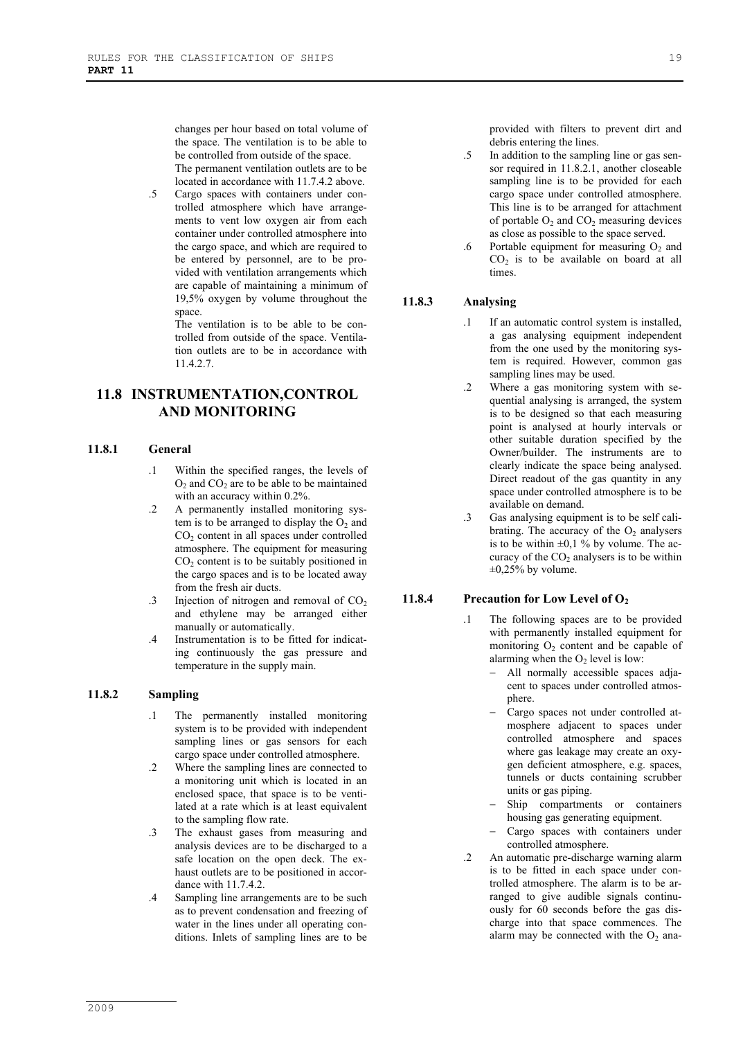changes per hour based on total volume of the space. The ventilation is to be able to be controlled from outside of the space. The permanent ventilation outlets are to be located in accordance with 11.7.4.2 above.

.5 Cargo spaces with containers under controlled atmosphere which have arrangements to vent low oxygen air from each container under controlled atmosphere into the cargo space, and which are required to be entered by personnel, are to be provided with ventilation arrangements which are capable of maintaining a minimum of 19,5% oxygen by volume throughout the space.
The ventilation is to be able to be controlled from outside of the space. Ventilation outlets are to be in accordance with 11.4.2.7.

## 11.8 INSTRUMENTATION,CONTROL AND MONITORING

### 11.8.1 General

.1 Within the specified ranges, the levels of $O_2$ and $CO_2$ are to be able to be maintained with an accuracy within 0.2%.

.2 A permanently installed monitoring system is to be arranged to display the $O_2$ and $CO_2$ content in all spaces under controlled atmosphere. The equipment for measuring $CO_2$ content is to be suitably positioned in the cargo spaces and is to be located away from the fresh air ducts.

.3 Injection of nitrogen and removal of $CO_2$ and ethylene may be arranged either manually or automatically.

.4 Instrumentation is to be fitted for indicating continuously the gas pressure and temperature in the supply main.

### 11.8.2 Sampling

.1 The permanently installed monitoring system is to be provided with independent sampling lines or gas sensors for each cargo space under controlled atmosphere.

.2 Where the sampling lines are connected to a monitoring unit which is located in an enclosed space, that space is to be ventilated at a rate which is at least equivalent to the sampling flow rate.

.3 The exhaust gases from measuring and analysis devices are to be discharged to a safe location on the open deck. The exhaust outlets are to be positioned in accordance with 11.7.4.2.

.4 Sampling line arrangements are to be such as to prevent condensation and freezing of water in the lines under all operating conditions. Inlets of sampling lines are to be provided with filters to prevent dirt and debris entering the lines.

.5 In addition to the sampling line or gas sensor required in 11.8.2.1, another closeable sampling line is to be provided for each cargo space under controlled atmosphere. This line is to be arranged for attachment of portable $O_2$ and $CO_2$ measuring devices as close as possible to the space served.

.6 Portable equipment for measuring $O_2$ and $CO_2$ is to be available on board at all times.

### 11.8.3 Analysing

.1 If an automatic control system is installed, a gas analysing equipment independent from the one used by the monitoring system is required. However, common gas sampling lines may be used.

.2 Where a gas monitoring system with sequential analysing is arranged, the system is to be designed so that each measuring point is analysed at hourly intervals or other suitable duration specified by the Owner/builder. The instruments are to clearly indicate the space being analysed. Direct readout of the gas quantity in any space under controlled atmosphere is to be available on demand.

.3 Gas analysing equipment is to be self calibrating. The accuracy of the $O_2$ analysers is to be within $\pm 0{,}1$ % by volume. The accuracy of the $CO_2$ analysers is to be within $\pm 0{,}25$% by volume.

### 11.8.4 Precaution for Low Level of $O_2$

.1 The following spaces are to be provided with permanently installed equipment for monitoring $O_2$ content and be capable of alarming when the $O_2$ level is low:
- All normally accessible spaces adjacent to spaces under controlled atmosphere.
- Cargo spaces not under controlled atmosphere adjacent to spaces under controlled atmosphere and spaces where gas leakage may create an oxygen deficient atmosphere, e.g. spaces, tunnels or ducts containing scrubber units or gas piping.
- Ship compartments or containers housing gas generating equipment.
- Cargo spaces with containers under controlled atmosphere.

.2 An automatic pre-discharge warning alarm is to be fitted in each space under controlled atmosphere. The alarm is to be arranged to give audible signals continuously for 60 seconds before the gas discharge into that space commences. The alarm may be connected with the $O_2$ ana-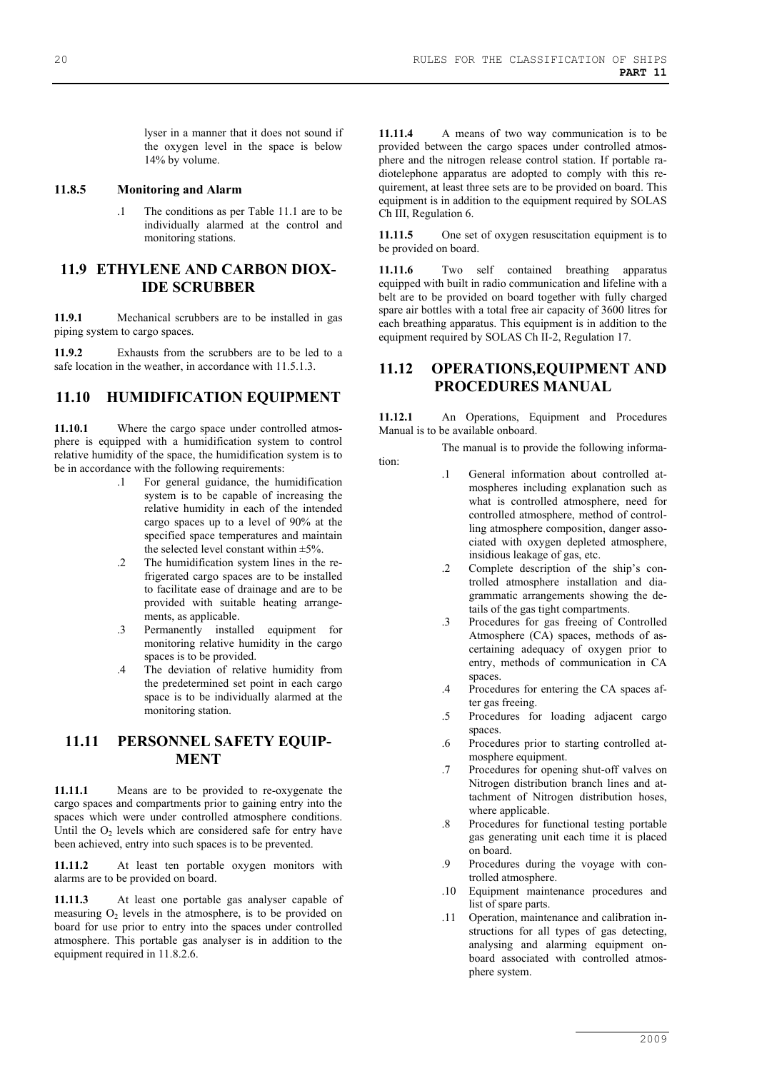lyser in a manner that it does not sound if the oxygen level in the space is below 14% by volume.

### 11.8.5 Monitoring and Alarm

.1 The conditions as per Table 11.1 are to be individually alarmed at the control and monitoring stations.

## 11.9 ETHYLENE AND CARBON DIOXIDE SCRUBBER

**11.9.1** Mechanical scrubbers are to be installed in gas piping system to cargo spaces.

**11.9.2** Exhausts from the scrubbers are to be led to a safe location in the weather, in accordance with 11.5.1.3.

## 11.10 HUMIDIFICATION EQUIPMENT

**11.10.1** Where the cargo space under controlled atmosphere is equipped with a humidification system to control relative humidity of the space, the humidification system is to be in accordance with the following requirements:

.1 For general guidance, the humidification system is to be capable of increasing the relative humidity in each of the intended cargo spaces up to a level of 90% at the specified space temperatures and maintain the selected level constant within ±5%.

.2 The humidification system lines in the refrigerated cargo spaces are to be installed to facilitate ease of drainage and are to be provided with suitable heating arrangements, as applicable.

.3 Permanently installed equipment for monitoring relative humidity in the cargo spaces is to be provided.

.4 The deviation of relative humidity from the predetermined set point in each cargo space is to be individually alarmed at the monitoring station.

## 11.11 PERSONNEL SAFETY EQUIPMENT

**11.11.1** Means are to be provided to re-oxygenate the cargo spaces and compartments prior to gaining entry into the spaces which were under controlled atmosphere conditions. Until the $O_2$ levels which are considered safe for entry have been achieved, entry into such spaces is to be prevented.

**11.11.2** At least ten portable oxygen monitors with alarms are to be provided on board.

**11.11.3** At least one portable gas analyser capable of measuring $O_2$ levels in the atmosphere, is to be provided on board for use prior to entry into the spaces under controlled atmosphere. This portable gas analyser is in addition to the equipment required in 11.8.2.6.

**11.11.4** A means of two way communication is to be provided between the cargo spaces under controlled atmosphere and the nitrogen release control station. If portable radiotelephone apparatus are adopted to comply with this requirement, at least three sets are to be provided on board. This equipment is in addition to the equipment required by SOLAS Ch III, Regulation 6.

**11.11.5** One set of oxygen resuscitation equipment is to be provided on board.

**11.11.6** Two self contained breathing apparatus equipped with built in radio communication and lifeline with a belt are to be provided on board together with fully charged spare air bottles with a total free air capacity of 3600 litres for each breathing apparatus. This equipment is in addition to the equipment required by SOLAS Ch II-2, Regulation 17.

## 11.12 OPERATIONS,EQUIPMENT AND PROCEDURES MANUAL

**11.12.1** An Operations, Equipment and Procedures Manual is to be available onboard.

The manual is to provide the following information:

.1 General information about controlled atmospheres including explanation such as what is controlled atmosphere, need for controlled atmosphere, method of controlling atmosphere composition, danger associated with oxygen depleted atmosphere, insidious leakage of gas, etc.

.2 Complete description of the ship's controlled atmosphere installation and diagrammatic arrangements showing the details of the gas tight compartments.

.3 Procedures for gas freeing of Controlled Atmosphere (CA) spaces, methods of ascertaining adequacy of oxygen prior to entry, methods of communication in CA spaces.

.4 Procedures for entering the CA spaces after gas freeing.

.5 Procedures for loading adjacent cargo spaces.

.6 Procedures prior to starting controlled atmosphere equipment.

.7 Procedures for opening shut-off valves on Nitrogen distribution branch lines and attachment of Nitrogen distribution hoses, where applicable.

.8 Procedures for functional testing portable gas generating unit each time it is placed on board.

.9 Procedures during the voyage with controlled atmosphere.

.10 Equipment maintenance procedures and list of spare parts.

.11 Operation, maintenance and calibration instructions for all types of gas detecting, analysing and alarming equipment onboard associated with controlled atmosphere system.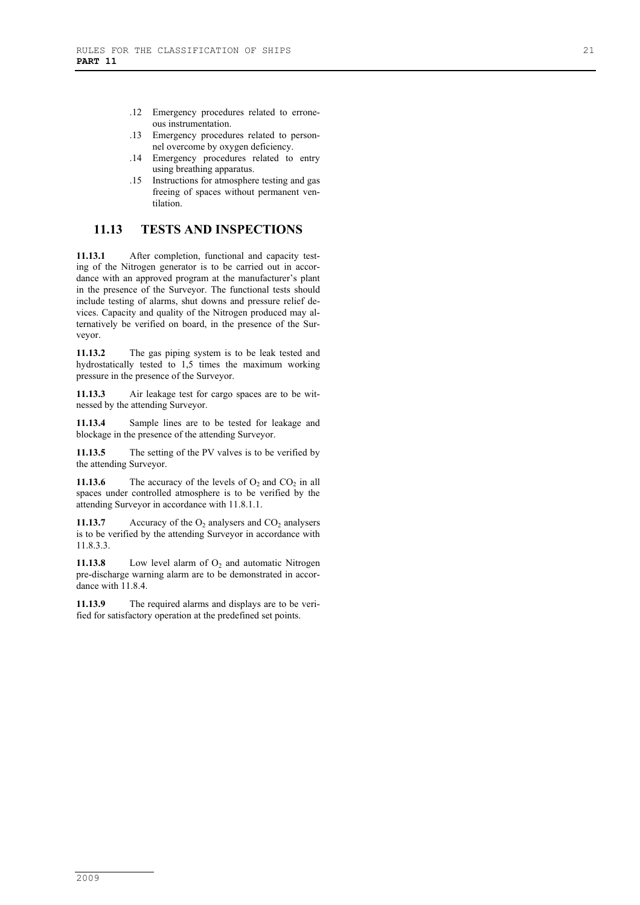.12 Emergency procedures related to erroneous instrumentation.

.13 Emergency procedures related to personnel overcome by oxygen deficiency.

.14 Emergency procedures related to entry using breathing apparatus.

.15 Instructions for atmosphere testing and gas freeing of spaces without permanent ventilation.

## 11.13 TESTS AND INSPECTIONS

**11.13.1** After completion, functional and capacity testing of the Nitrogen generator is to be carried out in accordance with an approved program at the manufacturer's plant in the presence of the Surveyor. The functional tests should include testing of alarms, shut downs and pressure relief devices. Capacity and quality of the Nitrogen produced may alternatively be verified on board, in the presence of the Surveyor.

**11.13.2** The gas piping system is to be leak tested and hydrostatically tested to 1,5 times the maximum working pressure in the presence of the Surveyor.

**11.13.3** Air leakage test for cargo spaces are to be witnessed by the attending Surveyor.

**11.13.4** Sample lines are to be tested for leakage and blockage in the presence of the attending Surveyor.

**11.13.5** The setting of the PV valves is to be verified by the attending Surveyor.

**11.13.6** The accuracy of the levels of $O_2$ and $CO_2$ in all spaces under controlled atmosphere is to be verified by the attending Surveyor in accordance with 11.8.1.1.

**11.13.7** Accuracy of the $O_2$ analysers and $CO_2$ analysers is to be verified by the attending Surveyor in accordance with 11.8.3.3.

**11.13.8** Low level alarm of $O_2$ and automatic Nitrogen pre-discharge warning alarm are to be demonstrated in accordance with 11.8.4.

**11.13.9** The required alarms and displays are to be verified for satisfactory operation at the predefined set points.